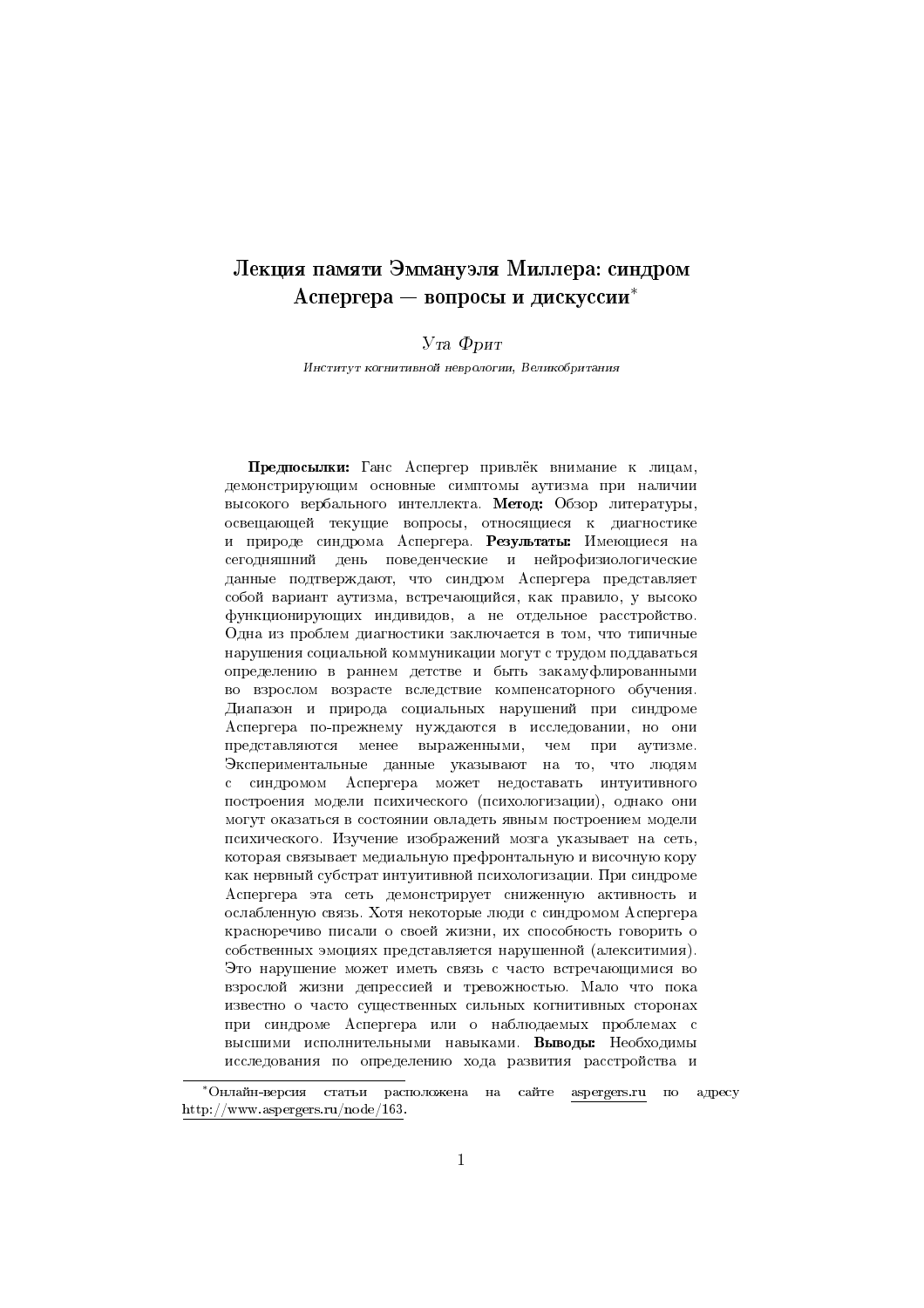# Лекция памяти Эммануэля Миллера: синдром Аспергера — вопросы и дискуссии[*]

*Ута Фрит*

*Институт когнитивной неврологии, Великобритания*

**Предпосылки:** Ганс Аспергер привлёк внимание к лицам, демонстрирующим основные симптомы аутизма при наличии высокого вербального интеллекта. **Метод:** Обзор литературы, освещающей текущие вопросы, относящиеся к диагностике и природе синдрома Аспергера. **Результаты:** Имеющиеся на сегодняшний день поведенческие и нейрофизиологические данные подтверждают, что синдром Аспергера представляет собой вариант аутизма, встречающийся, как правило, у высоко функционирующих индивидов, а не отдельное расстройство. Одна из проблем диагностики заключается в том, что типичные нарушения социальной коммуникации могут с трудом поддаваться определению в раннем детстве и быть закамуфлированными во взрослом возрасте вследствие компенсаторного обучения. Диапазон и природа социальных нарушений при синдроме Аспергера по-прежнему нуждаются в исследовании, но они представляются менее выраженными, чем при аутизме. Экспериментальные данные указывают на то, что людям с синдромом Аспергера может недоставать интуитивного построения модели психического (психологизации), однако они могут оказаться в состоянии овладеть явным построением модели психического. Изучение изображений мозга указывает на сеть, которая связывает медиальную префронтальную и височную кору как нервный субстрат интуитивной психологизации. При синдроме Аспергера эта сеть демонстрирует сниженную активность и ослабленную связь. Хотя некоторые люди с синдромом Аспергера красноречиво писали о своей жизни, их способность говорить о собственных эмоциях представляется нарушенной (алекситимия). Это нарушение может иметь связь с часто встречающимися во взрослой жизни депрессией и тревожностью. Мало что пока известно о часто существенных сильных когнитивных сторонах при синдроме Аспергера или о наблюдаемых проблемах с высшими исполнительными навыками. **Выводы:** Необходимы исследования по определению хода развития расстройства и

---

[*] Онлайн-версия статьи расположена на сайте aspergers.ru по адресу http://www.aspergers.ru/node/163.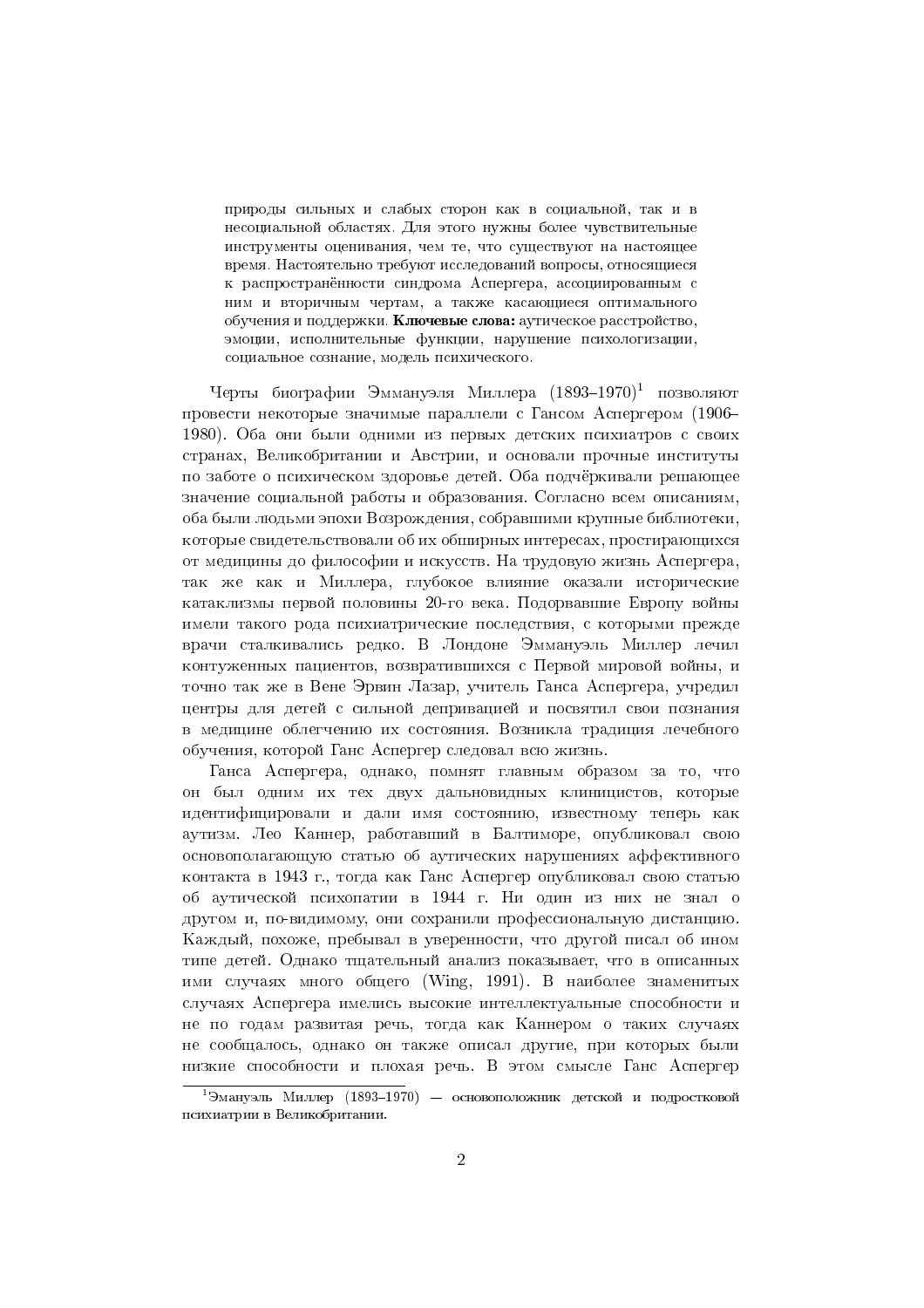природы сильных и слабых сторон как в социальной, так и в несоциальной областях. Для этого нужны более чувствительные инструменты оценивания, чем те, что существуют на настоящее время. Настоятельно требуют исследований вопросы, относящиеся к распространённости синдрома Аспергера, ассоциированным с ним и вторичным чертам, а также касающиеся оптимального обучения и поддержки. **Ключевые слова:** аутическое расстройство, эмоции, исполнительные функции, нарушение психологизации, социальное сознание, модель психического.

Черты биографии Эммануэля Миллера (1893–1970)[1] позволяют провести некоторые значимые параллели с Гансом Аспергером (1906–1980). Оба они были одними из первых детских психиатров с своих странах, Великобритании и Австрии, и основали прочные институты по заботе о психическом здоровье детей. Оба подчёркивали решающее значение социальной работы и образования. Согласно всем описаниям, оба были людьми эпохи Возрождения, собравшими крупные библиотеки, которые свидетельствовали об их обширных интересах, простирающихся от медицины до философии и искусств. На трудовую жизнь Аспергера, так же как и Миллера, глубокое влияние оказали исторические катаклизмы первой половины 20-го века. Подорвавшие Европу войны имели такого рода психиатрические последствия, с которыми прежде врачи сталкивались редко. В Лондоне Эммануэль Миллер лечил контуженных пациентов, возвратившихся с Первой мировой войны, и точно так же в Вене Эрвин Лазар, учитель Ганса Аспергера, учредил центры для детей с сильной депривацией и посвятил свои познания в медицине облегчению их состояния. Возникла традиция лечебного обучения, которой Ганс Аспергер следовал всю жизнь.

Ганса Аспергера, однако, помнят главным образом за то, что он был одним их тех двух дальновидных клиницистов, которые идентифицировали и дали имя состоянию, известному теперь как аутизм. Лео Каннер, работавший в Балтиморе, опубликовал свою основополагающую статью об аутических нарушениях аффективного контакта в 1943 г., тогда как Ганс Аспергер опубликовал свою статью об аутической психопатии в 1944 г. Ни один из них не знал о другом и, по-видимому, они сохранили профессиональную дистанцию. Каждый, похоже, пребывал в уверенности, что другой писал об ином типе детей. Однако тщательный анализ показывает, что в описанных ими случаях много общего (Wing, 1991). В наиболее знаменитых случаях Аспергера имелись высокие интеллектуальные способности и не по годам развитая речь, тогда как Каннером о таких случаях не сообщалось, однако он также описал другие, при которых были низкие способности и плохая речь. В этом смысле Ганс Аспергер

[1] Эмануэль Миллер (1893–1970) — основоположник детской и подростковой психиатрии в Великобритании.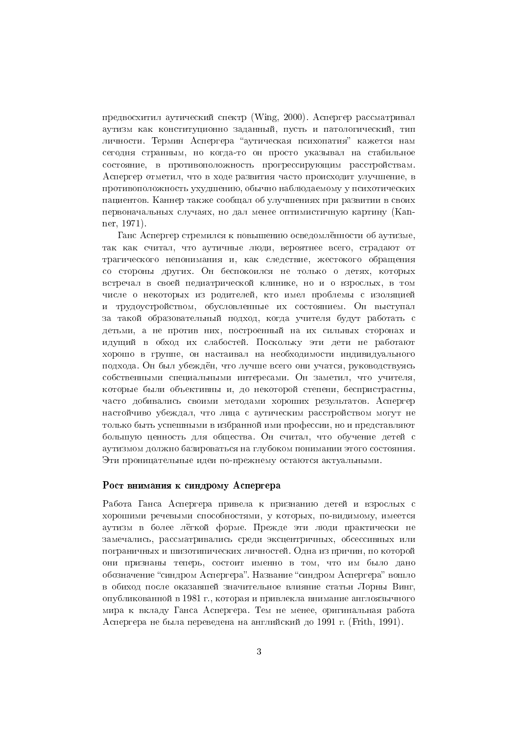предвосхитил аутический спектр (Wing, 2000). Аспергер рассматривал аутизм как конституционно заданный, пусть и патологический, тип личности. Термин Аспергера "аутическая психопатия" кажется нам сегодня странным, но когда-то он просто указывал на стабильное состояние, в противоположность прогрессирующим расстройствам. Аспергер отметил, что в ходе развития часто происходит улучшение, в противоположность ухудшению, обычно наблюдаемому у психотических пациентов. Каннер также сообщал об улучшениях при развитии в своих первоначальных случаях, но дал менее оптимистичную картину (Kanner, 1971).

Ганс Аспергер стремился к повышению осведомлённости об аутизме, так как считал, что аутичные люди, вероятнее всего, страдают от трагического непонимания и, как следствие, жестокого обращения со стороны других. Он беспокоился не только о детях, которых встречал в своей педиатрической клинике, но и о взрослых, в том числе о некоторых из родителей, кто имел проблемы с изоляцией и трудоустройством, обусловленные их состоянием. Он выступал за такой образовательный подход, когда учителя будут работать с детьми, а не против них, построенный на их сильных сторонах и идущий в обход их слабостей. Поскольку эти дети не работают хорошо в группе, он настаивал на необходимости индивидуального подхода. Он был убеждён, что лучше всего они учатся, руководствуясь собственными специальными интересами. Он заметил, что учителя, которые были объективны и, до некоторой степени, беспристрастны, часто добивались своими методами хороших результатов. Аспергер настойчиво убеждал, что лица с аутическим расстройством могут не только быть успешными в избранной ими профессии, но и представляют большую ценность для общества. Он считал, что обучение детей с аутизмом должно базироваться на глубоком понимании этого состояния. Эти проницательные идеи по-прежнему остаются актуальными.

### Рост внимания к синдрому Аспергера

Работа Ганса Аспергера привела к признанию детей и взрослых с хорошими речевыми способностями, у которых, по-видимому, имеется аутизм в более лёгкой форме. Прежде эти люди практически не замечались, рассматривались среди эксцентричных, обсессивных или пограничных и шизотипических личностей. Одна из причин, по которой они признаны теперь, состоит именно в том, что им было дано обозначение "синдром Аспергера". Название "синдром Аспергера" вошло в обиход после оказавшей значительное влияние статьи Лорны Винг, опубликованной в 1981 г., которая и привлекла внимание англоязычного мира к вкладу Ганса Аспергера. Тем не менее, оригинальная работа Аспергера не была переведена на английский до 1991 г. (Frith, 1991).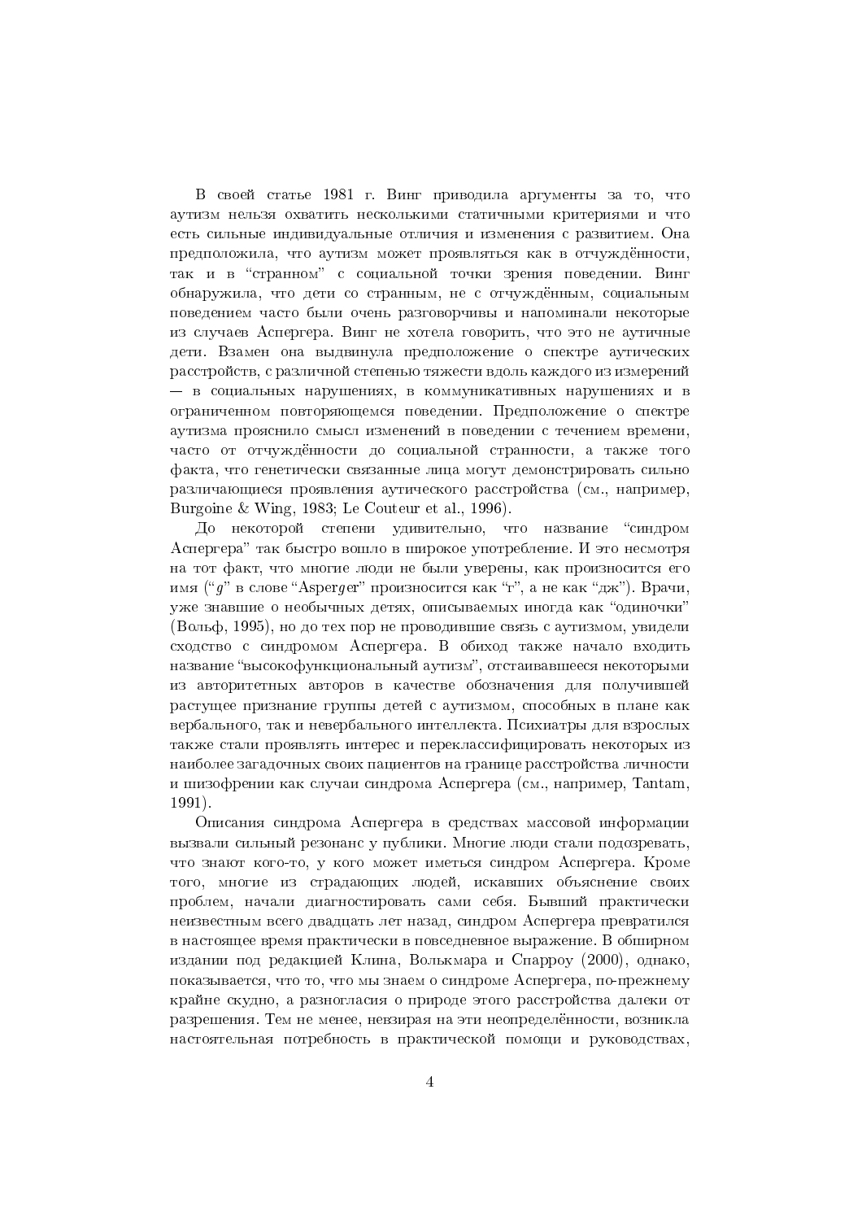В своей статье 1981 г. Винг приводила аргументы за то, что аутизм нельзя охватить несколькими статичными критериями и что есть сильные индивидуальные отличия и изменения с развитием. Она предположила, что аутизм может проявляться как в отчуждённости, так и в "странном" с социальной точки зрения поведении. Винг обнаружила, что дети со странным, не с отчуждённым, социальным поведением часто были очень разговорчивы и напоминали некоторые из случаев Аспергера. Винг не хотела говорить, что это не аутичные дети. Взамен она выдвинула предположение о спектре аутических расстройств, с различной степенью тяжести вдоль каждого из измерений — в социальных нарушениях, в коммуникативных нарушениях и в ограниченном повторяющемся поведении. Предположение о спектре аутизма прояснило смысл изменений в поведении с течением времени, часто от отчуждённости до социальной странности, а также того факта, что генетически связанные лица могут демонстрировать сильно различающиеся проявления аутического расстройства (см., например, Burgoine & Wing, 1983; Le Couteur et al., 1996).

До некоторой степени удивительно, что название "синдром Аспергера" так быстро вошло в широкое употребление. И это несмотря на тот факт, что многие люди не были уверены, как произносится его имя ("*g*" в слове "Asper*g*er" произносится как "г", а не как "дж"). Врачи, уже знавшие о необычных детях, описываемых иногда как "одиночки" (Вольф, 1995), но до тех пор не проводившие связь с аутизмом, увидели сходство с синдромом Аспергера. В обиход также начало входить название "высокофункциональный аутизм", отстаивавшееся некоторыми из авторитетных авторов в качестве обозначения для получившей растущее признание группы детей с аутизмом, способных в плане как вербального, так и невербального интеллекта. Психиатры для взрослых также стали проявлять интерес и переклассифицировать некоторых из наиболее загадочных своих пациентов на границе расстройства личности и шизофрении как случаи синдрома Аспергера (см., например, Tantam, 1991).

Описания синдрома Аспергера в средствах массовой информации вызвали сильный резонанс у публики. Многие люди стали подозревать, что знают кого-то, у кого может иметься синдром Аспергера. Кроме того, многие из страдающих людей, искавших объяснение своих проблем, начали диагностировать сами себя. Бывший практически неизвестным всего двадцать лет назад, синдром Аспергера превратился в настоящее время практически в повседневное выражение. В обширном издании под редакцией Клина, Волькмара и Спарроу (2000), однако, показывается, что то, что мы знаем о синдроме Аспергера, по-прежнему крайне скудно, а разногласия о природе этого расстройства далеки от разрешения. Тем не менее, невзирая на эти неопределённости, возникла настоятельная потребность в практической помощи и руководствах,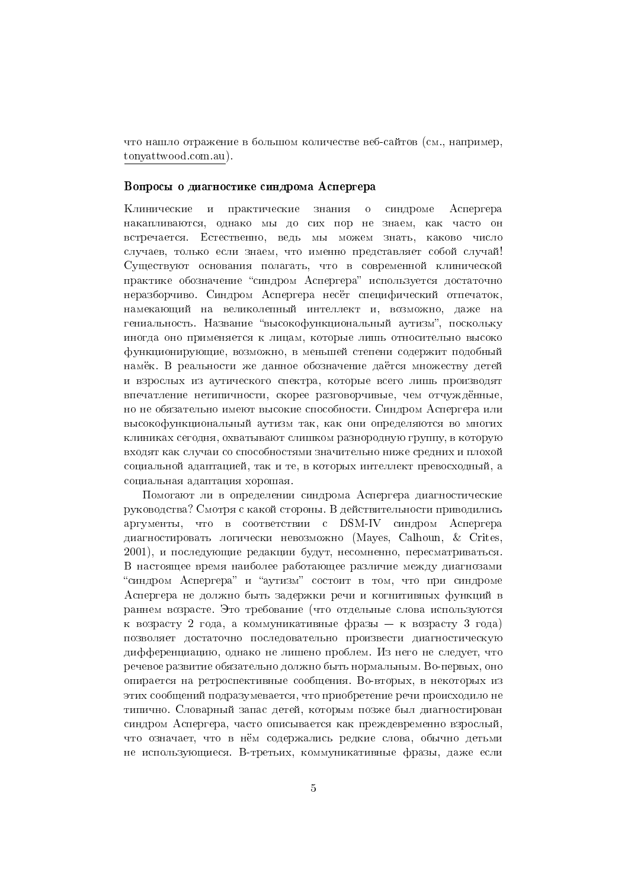что нашло отражение в большом количестве веб-сайтов (см., например, tonyattwood.com.au).

### Вопросы о диагностике синдрома Аспергера

Клинические и практические знания о синдроме Аспергера накапливаются, однако мы до сих пор не знаем, как часто он встречается. Естественно, ведь мы можем знать, каково число случаев, только если знаем, что именно представляет собой случай! Существуют основания полагать, что в современной клинической практике обозначение "синдром Аспергера" используется достаточно неразборчиво. Синдром Аспергера несёт специфический отпечаток, намекающий на великолепный интеллект и, возможно, даже на гениальность. Название "высокофункциональный аутизм", поскольку иногда оно применяется к лицам, которые лишь относительно высоко функционирующие, возможно, в меньшей степени содержит подобный намёк. В реальности же данное обозначение даётся множеству детей и взрослых из аутического спектра, которые всего лишь производят впечатление нетипичности, скорее разговорчивые, чем отчуждённые, но не обязательно имеют высокие способности. Синдром Аспергера или высокофункциональный аутизм так, как они определяются во многих клиниках сегодня, охватывают слишком разнородную группу, в которую входят как случаи со способностями значительно ниже средних и плохой социальной адаптацией, так и те, в которых интеллект превосходный, а социальная адаптация хорошая.

Помогают ли в определении синдрома Аспергера диагностические руководства? Смотря с какой стороны. В действительности приводились аргументы, что в соответствии с DSM-IV синдром Аспергера диагностировать логически невозможно (Mayes, Calhoun, & Crites, 2001), и последующие редакции будут, несомненно, пересматриваться. В настоящее время наиболее работающее различие между диагнозами "синдром Аспергера" и "аутизм" состоит в том, что при синдроме Аспергера не должно быть задержки речи и когнитивных функций в раннем возрасте. Это требование (что отдельные слова используются к возрасту 2 года, а коммуникативные фразы — к возрасту 3 года) позволяет достаточно последовательно произвести диагностическую дифференциацию, однако не лишено проблем. Из него не следует, что речевое развитие обязательно должно быть нормальным. Во-первых, оно опирается на ретроспективные сообщения. Во-вторых, в некоторых из этих сообщений подразумевается, что приобретение речи происходило не типично. Словарный запас детей, которым позже был диагностирован синдром Аспергера, часто описывается как преждевременно взрослый, что означает, что в нём содержались редкие слова, обычно детьми не использующиеся. В-третьих, коммуникативные фразы, даже если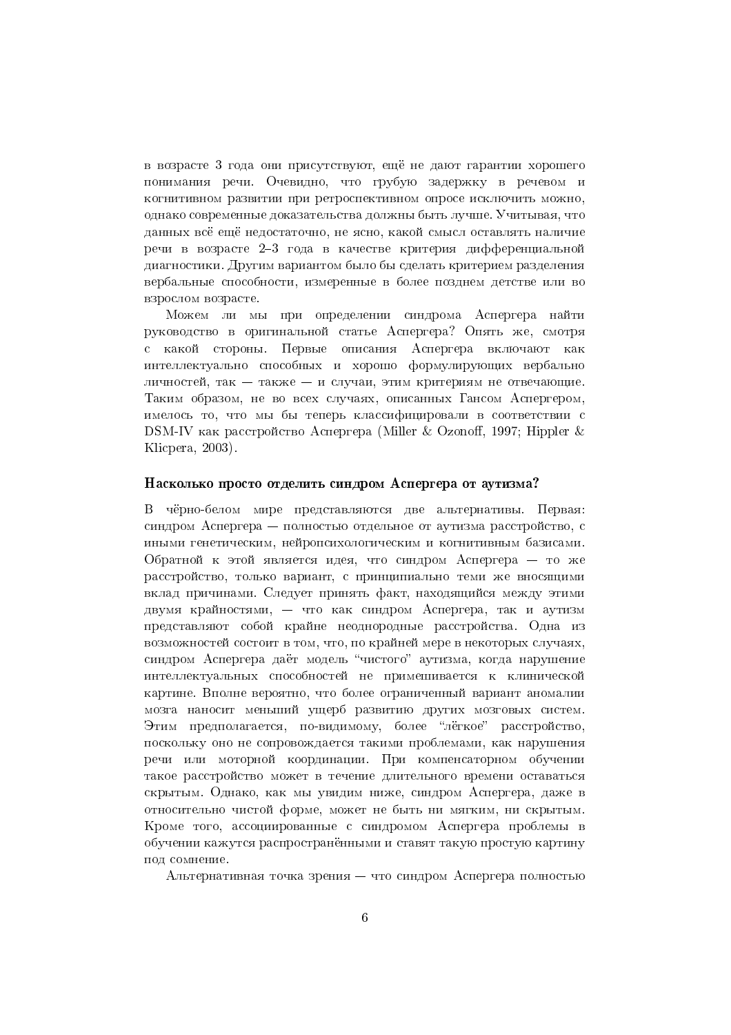в возрасте 3 года они присутствуют, ещё не дают гарантии хорошего понимания речи. Очевидно, что грубую задержку в речевом и когнитивном развитии при ретроспективном опросе исключить можно, однако современные доказательства должны быть лучше. Учитывая, что данных всё ещё недостаточно, не ясно, какой смысл оставлять наличие речи в возрасте 2–3 года в качестве критерия дифференциальной диагностики. Другим вариантом было бы сделать критерием разделения вербальные способности, измеренные в более позднем детстве или во взрослом возрасте.

Можем ли мы при определении синдрома Аспергера найти руководство в оригинальной статье Аспергера? Опять же, смотря с какой стороны. Первые описания Аспергера включают как интеллектуально способных и хорошо формулирующих вербально личностей, так — также — и случаи, этим критериям не отвечающие. Таким образом, не во всех случаях, описанных Гансом Аспергером, имелось то, что мы бы теперь классифицировали в соответствии с DSM-IV как расстройство Аспергера (Miller & Ozonoff, 1997; Hippler & Klicpera, 2003).

### Насколько просто отделить синдром Аспергера от аутизма?

В чёрно-белом мире представляются две альтернативы. Первая: синдром Аспергера — полностью отдельное от аутизма расстройство, с иными генетическим, нейропсихологическим и когнитивным базисами. Обратной к этой является идея, что синдром Аспергера — то же расстройство, только вариант, с принципиально теми же вносящими вклад причинами. Следует принять факт, находящийся между этими двумя крайностями, — что как синдром Аспергера, так и аутизм представляют собой крайне неоднородные расстройства. Одна из возможностей состоит в том, что, по крайней мере в некоторых случаях, синдром Аспергера даёт модель "чистого" аутизма, когда нарушение интеллектуальных способностей не примешивается к клинической картине. Вполне вероятно, что более ограниченный вариант аномалии мозга наносит меньший ущерб развитию других мозговых систем. Этим предполагается, по-видимому, более "лёгкое" расстройство, поскольку оно не сопровождается такими проблемами, как нарушения речи или моторной координации. При компенсаторном обучении такое расстройство может в течение длительного времени оставаться скрытым. Однако, как мы увидим ниже, синдром Аспергера, даже в относительно чистой форме, может не быть ни мягким, ни скрытым. Кроме того, ассоциированные с синдромом Аспергера проблемы в обучении кажутся распространёнными и ставят такую простую картину под сомнение.

Альтернативная точка зрения — что синдром Аспергера полностью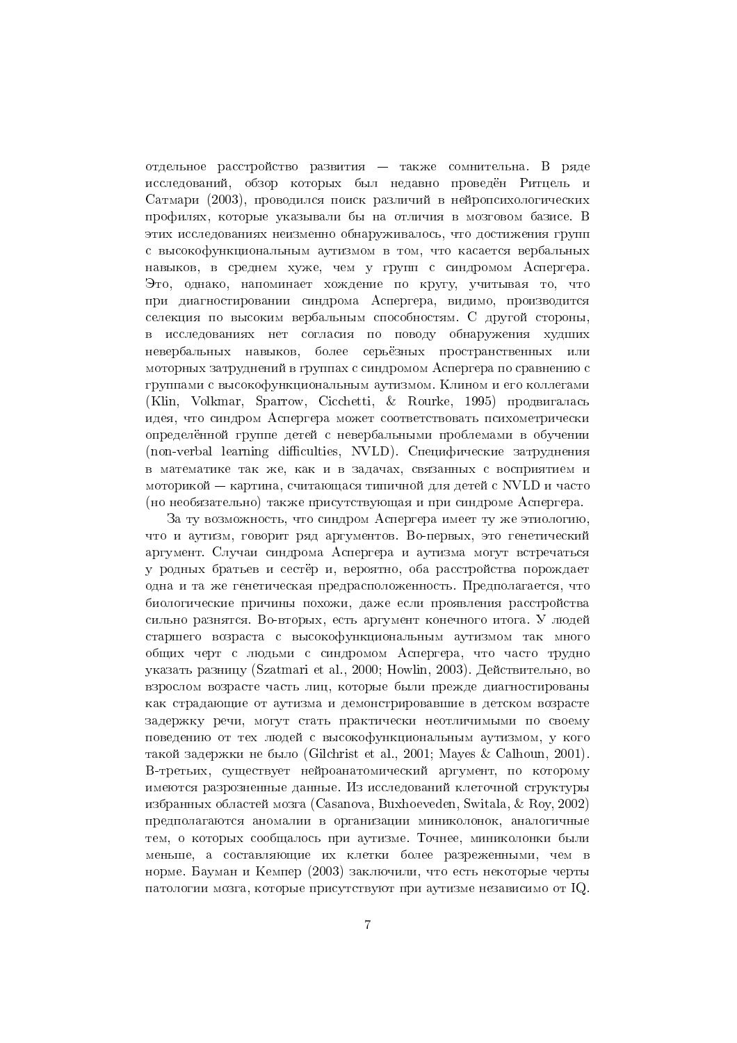отдельное расстройство развития — также сомнительна. В ряде исследований, обзор которых был недавно проведён Ритцель и Сатмари (2003), проводился поиск различий в нейропсихологических профилях, которые указывали бы на отличия в мозговом базисе. В этих исследованиях неизменно обнаруживалось, что достижения групп с высокофункциональным аутизмом в том, что касается вербальных навыков, в среднем хуже, чем у групп с синдромом Аспергера. Это, однако, напоминает хождение по кругу, учитывая то, что при диагностировании синдрома Аспергера, видимо, производится селекция по высоким вербальным способностям. С другой стороны, в исследованиях нет согласия по поводу обнаружения худших невербальных навыков, более серьёзных пространственных или моторных затруднений в группах с синдромом Аспергера по сравнению с группами с высокофункциональным аутизмом. Клином и его коллегами (Klin, Volkmar, Sparrow, Cicchetti, & Rourke, 1995) продвигалась идея, что синдром Аспергера может соответствовать психометрически определённой группе детей с невербальными проблемами в обучении (non-verbal learning difficulties, NVLD). Специфические затруднения в математике так же, как и в задачах, связанных с восприятием и моторикой — картина, считающаяся типичной для детей с NVLD и часто (но необязательно) также присутствующая и при синдроме Аспергера.

За ту возможность, что синдром Аспергера имеет ту же этиологию, что и аутизм, говорит ряд аргументов. Во-первых, это генетический аргумент. Случаи синдрома Аспергера и аутизма могут встречаться у родных братьев и сестёр и, вероятно, оба расстройства порождает одна и та же генетическая предрасположенность. Предполагается, что биологические причины похожи, даже если проявления расстройства сильно разнятся. Во-вторых, есть аргумент конечного итога. У людей старшего возраста с высокофункциональным аутизмом так много общих черт с людьми с синдромом Аспергера, что часто трудно указать разницу (Szatmari et al., 2000; Howlin, 2003). Действительно, во взрослом возрасте часть лиц, которые были прежде диагностированы как страдающие от аутизма и демонстрировавшие в детском возрасте задержку речи, могут стать практически неотличимыми по своему поведению от тех людей с высокофункциональным аутизмом, у кого такой задержки не было (Gilchrist et al., 2001; Mayes & Calhoun, 2001). В-третьих, существует нейроанатомический аргумент, по которому имеются разрозненные данные. Из исследований клеточной структуры избранных областей мозга (Casanova, Buxhoeveden, Switala, & Roy, 2002) предполагаются аномалии в организации миниколонок, аналогичные тем, о которых сообщалось при аутизме. Точнее, миниколонки были меньше, а составляющие их клетки более разреженными, чем в норме. Бауман и Кемпер (2003) заключили, что есть некоторые черты патологии мозга, которые присутствуют при аутизме независимо от IQ.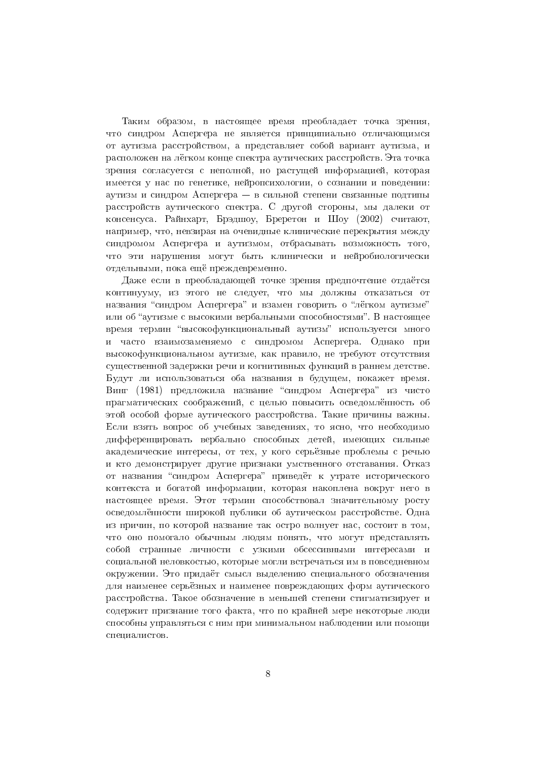Таким образом, в настоящее время преобладает точка зрения, что синдром Аспергера не является принципиально отличающимся от аутизма расстройством, а представляет собой вариант аутизма, и расположен на лёгком конце спектра аутических расстройств. Эта точка зрения согласуется с неполной, но растущей информацией, которая имеется у нас по генетике, нейропсихологии, о сознании и поведении: аутизм и синдром Аспергера — в сильной степени связанные подтипы расстройств аутического спектра. С другой стороны, мы далеки от консенсуса. Райнхарт, Брэдшоу, Бреретон и Шоу (2002) считают, например, что, невзирая на очевидные клинические перекрытия между синдромом Аспергера и аутизмом, отбрасывать возможность того, что эти нарушения могут быть клинически и нейробиологически отдельными, пока ещё преждевременно.

Даже если в преобладающей точке зрения предпочтение отдаётся континууму, из этого не следует, что мы должны отказаться от названия "синдром Аспергера" и взамен говорить о "лёгком аутизме" или об "аутизме с высокими вербальными способностями". В настоящее время термин "высокофункциональный аутизм" используется много и часто взаимозаменяемо с синдромом Аспергера. Однако при высокофункциональном аутизме, как правило, не требуют отсутствия существенной задержки речи и когнитивных функций в раннем детстве. Будут ли использоваться оба названия в будущем, покажет время. Винг (1981) предложила название "синдром Аспергера" из чисто прагматических соображений, с целью повысить осведомлённость об этой особой форме аутического расстройства. Такие причины важны. Если взять вопрос об учебных заведениях, то ясно, что необходимо дифференцировать вербально способных детей, имеющих сильные академические интересы, от тех, у кого серьёзные проблемы с речью и кто демонстрирует другие признаки умственного отставания. Отказ от названия "синдром Аспергера" приведёт к утрате исторического контекста и богатой информации, которая накоплена вокруг него в настоящее время. Этот термин способствовал значительному росту осведомлённости широкой публики об аутическом расстройстве. Одна из причин, по которой название так остро волнует нас, состоит в том, что оно помогало обычным людям понять, что могут представлять собой странные личности с узкими обсессивными интересами и социальной неловкостью, которые могли встречаться им в повседневном окружении. Это придаёт смысл выделению специального обозначения для наименее серьёзных и наименее повреждающих форм аутического расстройства. Такое обозначение в меньшей степени стигматизирует и содержит признание того факта, что по крайней мере некоторые люди способны управляться с ним при минимальном наблюдении или помощи специалистов.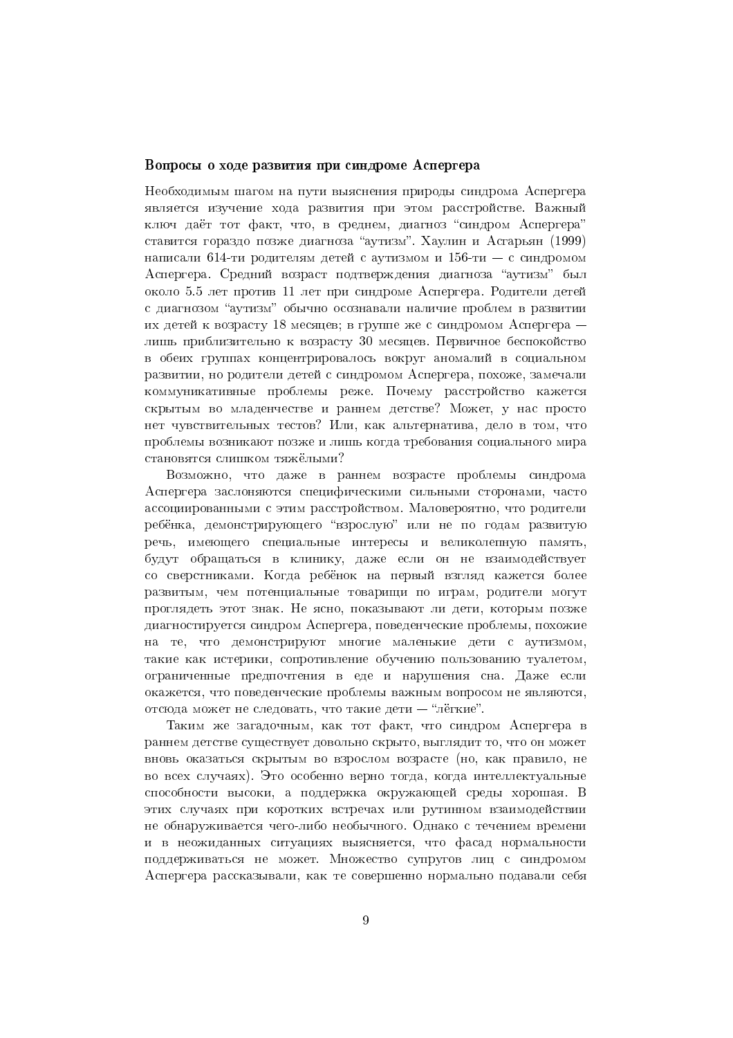### Вопросы о ходе развития при синдроме Аспергера

Необходимым шагом на пути выяснения природы синдрома Аспергера является изучение хода развития при этом расстройстве. Важный ключ даёт тот факт, что, в среднем, диагноз "синдром Аспергера" ставится гораздо позже диагноза "аутизм". Хаулин и Асгарьян (1999) написали 614-ти родителям детей с аутизмом и 156-ти — с синдромом Аспергера. Средний возраст подтверждения диагноза "аутизм" был около 5.5 лет против 11 лет при синдроме Аспергера. Родители детей с диагнозом "аутизм" обычно осознавали наличие проблем в развитии их детей к возрасту 18 месяцев; в группе же с синдромом Аспергера — лишь приблизительно к возрасту 30 месяцев. Первичное беспокойство в обеих группах концентрировалось вокруг аномалий в социальном развитии, но родители детей с синдромом Аспергера, похоже, замечали коммуникативные проблемы реже. Почему расстройство кажется скрытым во младенчестве и раннем детстве? Может, у нас просто нет чувствительных тестов? Или, как альтернатива, дело в том, что проблемы возникают позже и лишь когда требования социального мира становятся слишком тяжёлыми?

Возможно, что даже в раннем возрасте проблемы синдрома Аспергера заслоняются специфическими сильными сторонами, часто ассоциированными с этим расстройством. Маловероятно, что родители ребёнка, демонстрирующего "взрослую" или не по годам развитую речь, имеющего специальные интересы и великолепную память, будут обращаться в клинику, даже если он не взаимодействует со сверстниками. Когда ребёнок на первый взгляд кажется более развитым, чем потенциальные товарищи по играм, родители могут проглядеть этот знак. Не ясно, показывают ли дети, которым позже диагностируется синдром Аспергера, поведенческие проблемы, похожие на те, что демонстрируют многие маленькие дети с аутизмом, такие как истерики, сопротивление обучению пользованию туалетом, ограниченные предпочтения в еде и нарушения сна. Даже если окажется, что поведенческие проблемы важным вопросом не являются, отсюда может не следовать, что такие дети — "лёгкие".

Таким же загадочным, как тот факт, что синдром Аспергера в раннем детстве существует довольно скрыто, выглядит то, что он может вновь оказаться скрытым во взрослом возрасте (но, как правило, не во всех случаях). Это особенно верно тогда, когда интеллектуальные способности высоки, а поддержка окружающей среды хорошая. В этих случаях при коротких встречах или рутинном взаимодействии не обнаруживается чего-либо необычного. Однако с течением времени и в неожиданных ситуациях выясняется, что фасад нормальности поддерживаться не может. Множество супругов лиц с синдромом Аспергера рассказывали, как те совершенно нормально подавали себя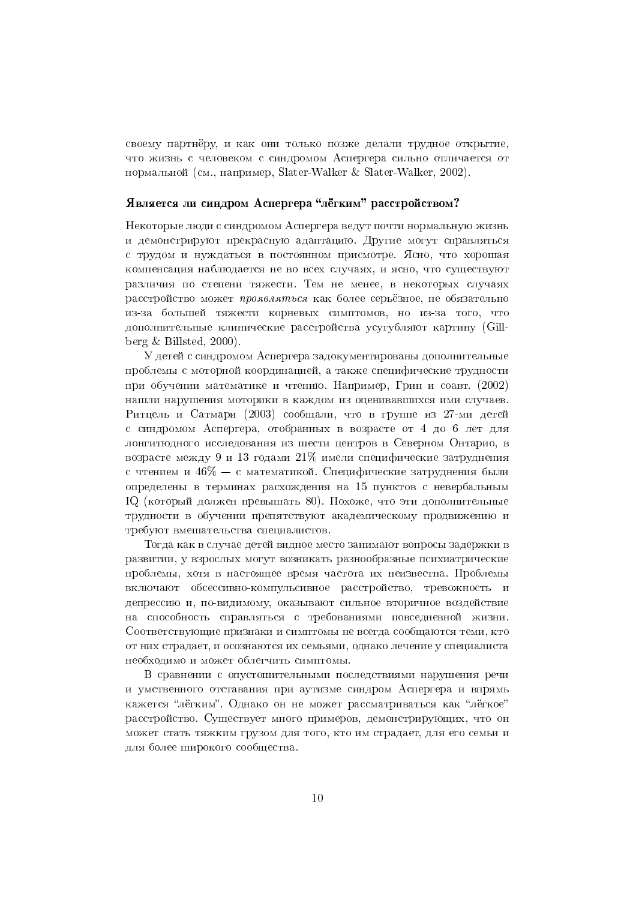своему партнёру, и как они только позже делали трудное открытие, что жизнь с человеком с синдромом Аспергера сильно отличается от нормальной (см., например, Slater-Walker & Slater-Walker, 2002).

### Является ли синдром Аспергера “лёгким” расстройством?

Некоторые люди с синдромом Аспергера ведут почти нормальную жизнь и демонстрируют прекрасную адаптацию. Другие могут справляться с трудом и нуждаться в постоянном присмотре. Ясно, что хорошая компенсация наблюдается не во всех случаях, и ясно, что существуют различия по степени тяжести. Тем не менее, в некоторых случаях расстройство может *проявляться* как более серьёзное, не обязательно из-за большей тяжести корневых симптомов, но из-за того, что дополнительные клинические расстройства усугубляют картину (Gillberg & Billsted, 2000).

У детей с синдромом Аспергера задокументированы дополнительные проблемы с моторной координацией, а также специфические трудности при обучении математике и чтению. Например, Грин и соавт. (2002) нашли нарушения моторики в каждом из оценивавшихся ими случаев. Ритцель и Сатмари (2003) сообщали, что в группе из 27-ми детей с синдромом Аспергера, отобранных в возрасте от 4 до 6 лет для лонгитюдного исследования из шести центров в Северном Онтарио, в возрасте между 9 и 13 годами 21% имели специфические затруднения с чтением и 46% — с математикой. Специфические затруднения были определены в терминах расхождения на 15 пунктов с невербальным IQ (который должен превышать 80). Похоже, что эти дополнительные трудности в обучении препятствуют академическому продвижению и требуют вмешательства специалистов.

Тогда как в случае детей видное место занимают вопросы задержки в развитии, у взрослых могут возникать разнообразные психиатрические проблемы, хотя в настоящее время частота их неизвестна. Проблемы включают обсессивно-компульсивное расстройство, тревожность и депрессию и, по-видимому, оказывают сильное вторичное воздействие на способность справляться с требованиями повседневной жизни. Соответствующие признаки и симптомы не всегда сообщаются теми, кто от них страдает, и осознаются их семьями, однако лечение у специалиста необходимо и может облегчить симптомы.

В сравнении с опустошительными последствиями нарушения речи и умственного отставания при аутизме синдром Аспергера и впрямь кажется “лёгким”. Однако он не может рассматриваться как “лёгкое” расстройство. Существует много примеров, демонстрирующих, что он может стать тяжким грузом для того, кто им страдает, для его семьи и для более широкого сообщества.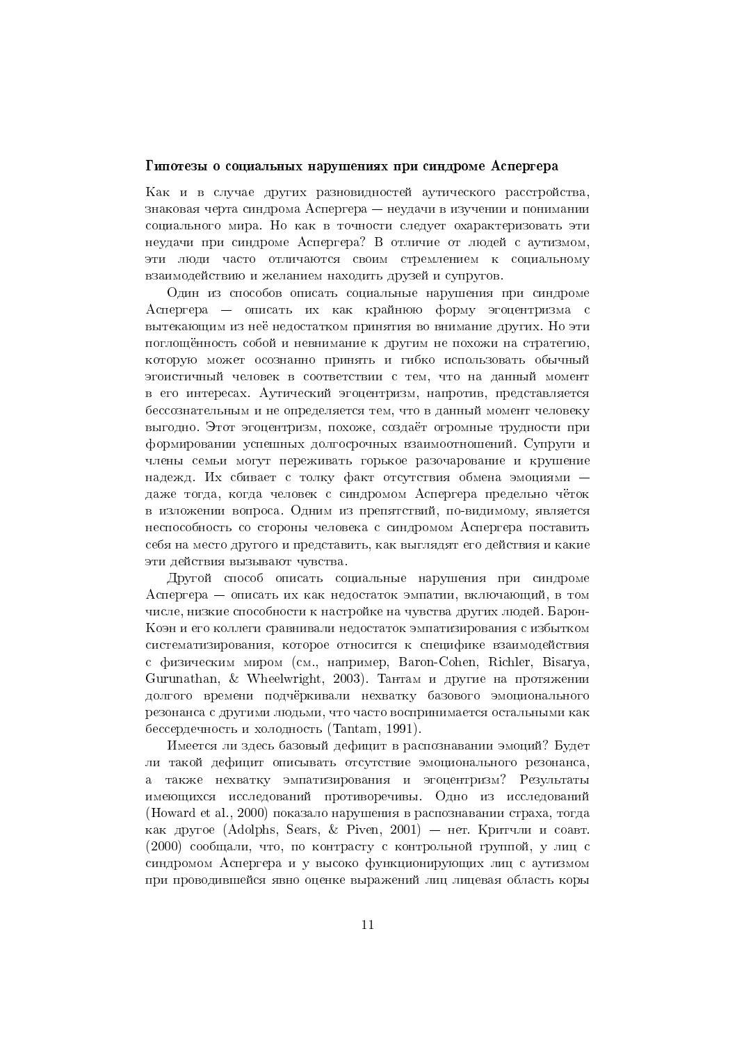### Гипотезы о социальных нарушениях при синдроме Аспергера

Как и в случае других разновидностей аутического расстройства, знаковая черта синдрома Аспергера — неудачи в изучении и понимании социального мира. Но как в точности следует охарактеризовать эти неудачи при синдроме Аспергера? В отличие от людей с аутизмом, эти люди часто отличаются своим стремлением к социальному взаимодействию и желанием находить друзей и супругов.

Один из способов описать социальные нарушения при синдроме Аспергера — описать их как крайнюю форму эгоцентризма с вытекающим из неё недостатком принятия во внимание других. Но эти поглощённость собой и невнимание к другим не похожи на стратегию, которую может осознанно принять и гибко использовать обычный эгоистичный человек в соответствии с тем, что на данный момент в его интересах. Аутический эгоцентризм, напротив, представляется бессознательным и не определяется тем, что в данный момент человеку выгодно. Этот эгоцентризм, похоже, создаёт огромные трудности при формировании успешных долгосрочных взаимоотношений. Супруги и члены семьи могут переживать горькое разочарование и крушение надежд. Их сбивает с толку факт отсутствия обмена эмоциями — даже тогда, когда человек с синдромом Аспергера предельно чёток в изложении вопроса. Одним из препятствий, по-видимому, является неспособность со стороны человека с синдромом Аспергера поставить себя на место другого и представить, как выглядят его действия и какие эти действия вызывают чувства.

Другой способ описать социальные нарушения при синдроме Аспергера — описать их как недостаток эмпатии, включающий, в том числе, низкие способности к настройке на чувства других людей. Барон-Коэн и его коллеги сравнивали недостаток эмпатизирования с избытком систематизирования, которое относится к специфике взаимодействия с физическим миром (см., например, Baron-Cohen, Richler, Bisarya, Gurunathan, & Wheelwright, 2003). Тантам и другие на протяжении долгого времени подчёркивали нехватку базового эмоционального резонанса с другими людьми, что часто воспринимается остальными как бессердечность и холодность (Tantam, 1991).

Имеется ли здесь базовый дефицит в распознавании эмоций? Будет ли такой дефицит описывать отсутствие эмоционального резонанса, а также нехватку эмпатизирования и эгоцентризм? Результаты имеющихся исследований противоречивы. Одно из исследований (Howard et al., 2000) показало нарушения в распознавании страха, тогда как другое (Adolphs, Sears, & Piven, 2001) — нет. Критчли и соавт. (2000) сообщали, что, по контрасту с контрольной группой, у лиц с синдромом Аспергера и у высоко функционирующих лиц с аутизмом при проводившейся явно оценке выражений лиц лицевая область коры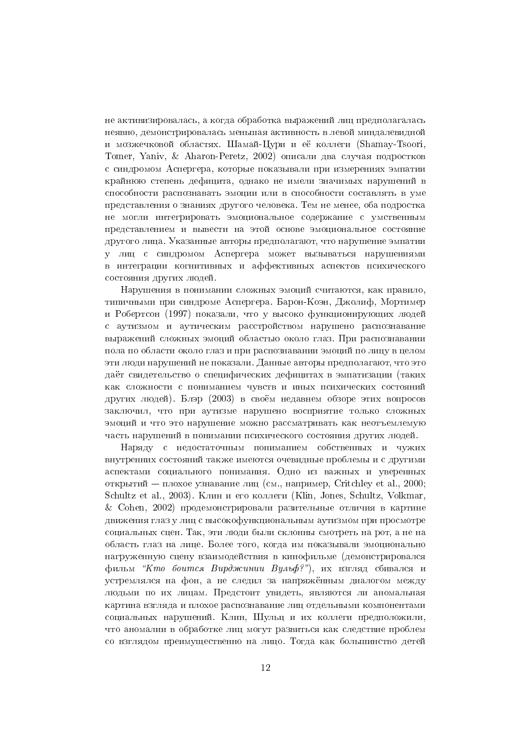не активизировалась, а когда обработка выражений лиц предполагалась неявно, демонстрировалась меньшая активность в левой миндалевидной и мозжечковой областях. Шамай-Цури и её коллеги (Shamay-Tsoori, Tomer, Yaniv, & Aharon-Peretz, 2002) описали два случая подростков с синдромом Аспергера, которые показывали при измерениях эмпатии крайнюю степень дефицита, однако не имели значимых нарушений в способности распознавать эмоции или в способности составлять в уме представления о знаниях другого человека. Тем не менее, оба подростка не могли интегрировать эмоциональное содержание с умственным представлением и вывести на этой основе эмоциональное состояние другого лица. Указанные авторы предполагают, что нарушение эмпатии у лиц с синдромом Аспергера может вызываться нарушениями в интеграции когнитивных и аффективных аспектов психического состояния других людей.

Нарушения в понимании сложных эмоций считаются, как правило, типичными при синдроме Аспергера. Барон-Коэн, Джолиф, Мортимер и Робертсон (1997) показали, что у высоко функционирующих людей с аутизмом и аутическим расстройством нарушено распознавание выражений сложных эмоций областью около глаз. При распознавании пола по области около глаз и при распознавании эмоций по лицу в целом эти люди нарушений не показали. Данные авторы предполагают, что это даёт свидетельство о специфических дефицитах в эмпатизации (таких как сложности с пониманием чувств и иных психических состояний других людей). Блэр (2003) в своём недавнем обзоре этих вопросов заключил, что при аутизме нарушено восприятие только сложных эмоций и что это нарушение можно рассматривать как неотъемлемую часть нарушений в понимании психического состояния других людей.

Наряду с недостаточным пониманием собственных и чужих внутренних состояний также имеются очевидные проблемы и с другими аспектами социального понимания. Одно из важных и уверенных открытий — плохое узнавание лиц (см., например, Critchley et al., 2000; Schultz et al., 2003). Клин и его коллеги (Klin, Jones, Schultz, Volkmar, & Cohen, 2002) продемонстрировали разительные отличия в картине движения глаз у лиц с высокофункциональным аутизмом при просмотре социальных сцен. Так, эти люди были склонны смотреть на рот, а не на область глаз на лице. Более того, когда им показывали эмоционально нагруженную сцену взаимодействия в кинофильме (демонстрировался фильм *"Кто боится Вирджинии Вульф?"*), их взгляд сбивался и устремлялся на фон, а не следил за напряжённым диалогом между людьми по их лицам. Предстоит увидеть, являются ли аномальная картина взгляда и плохое распознавание лиц отдельными компонентами социальных нарушений. Клин, Шульц и их коллеги предположили, что аномалии в обработке лиц могут развиться как следствие проблем со взглядом преимущественно на лицо. Тогда как большинство детей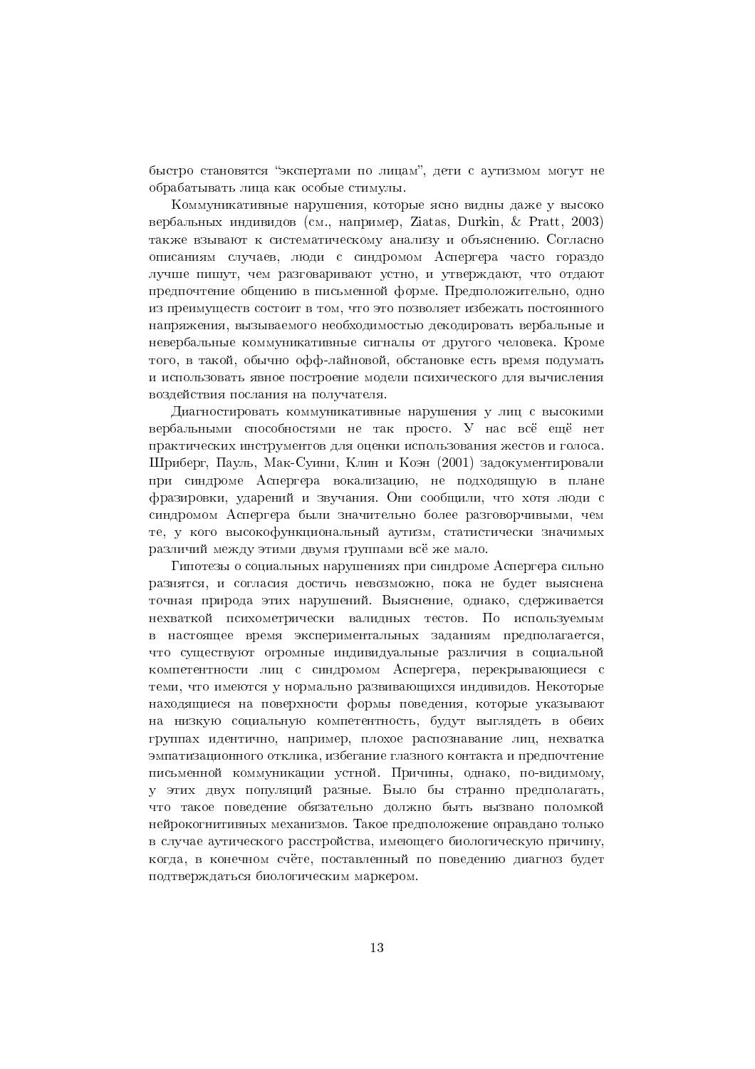быстро становятся "экспертами по лицам", дети с аутизмом могут не обрабатывать лица как особые стимулы.

Коммуникативные нарушения, которые ясно видны даже у высоко вербальных индивидов (см., например, Ziatas, Durkin, & Pratt, 2003) также взывают к систематическому анализу и объяснению. Согласно описаниям случаев, люди с синдромом Аспергера часто гораздо лучше пишут, чем разговаривают устно, и утверждают, что отдают предпочтение общению в письменной форме. Предположительно, одно из преимуществ состоит в том, что это позволяет избежать постоянного напряжения, вызываемого необходимостью декодировать вербальные и невербальные коммуникативные сигналы от другого человека. Кроме того, в такой, обычно офф-лайновой, обстановке есть время подумать и использовать явное построение модели психического для вычисления воздействия послания на получателя.

Диагностировать коммуникативные нарушения у лиц с высокими вербальными способностями не так просто. У нас всё ещё нет практических инструментов для оценки использования жестов и голоса. Шриберг, Пауль, Мак-Суини, Клин и Коэн (2001) задокументировали при синдроме Аспергера вокализацию, не подходящую в плане фразировки, ударений и звучания. Они сообщили, что хотя люди с синдромом Аспергера были значительно более разговорчивыми, чем те, у кого высокофункциональный аутизм, статистически значимых различий между этими двумя группами всё же мало.

Гипотезы о социальных нарушениях при синдроме Аспергера сильно разнятся, и согласия достичь невозможно, пока не будет выяснена точная природа этих нарушений. Выяснение, однако, сдерживается нехваткой психометрически валидных тестов. По используемым в настоящее время экспериментальных заданиям предполагается, что существуют огромные индивидуальные различия в социальной компетентности лиц с синдромом Аспергера, перекрывающиеся с теми, что имеются у нормально развивающихся индивидов. Некоторые находящиеся на поверхности формы поведения, которые указывают на низкую социальную компетентность, будут выглядеть в обеих группах идентично, например, плохое распознавание лиц, нехватка эмпатизационного отклика, избегание глазного контакта и предпочтение письменной коммуникации устной. Причины, однако, по-видимому, у этих двух популяций разные. Было бы странно предполагать, что такое поведение обязательно должно быть вызвано поломкой нейрокогнитивных механизмов. Такое предположение оправдано только в случае аутического расстройства, имеющего биологическую причину, когда, в конечном счёте, поставленный по поведению диагноз будет подтверждаться биологическим маркером.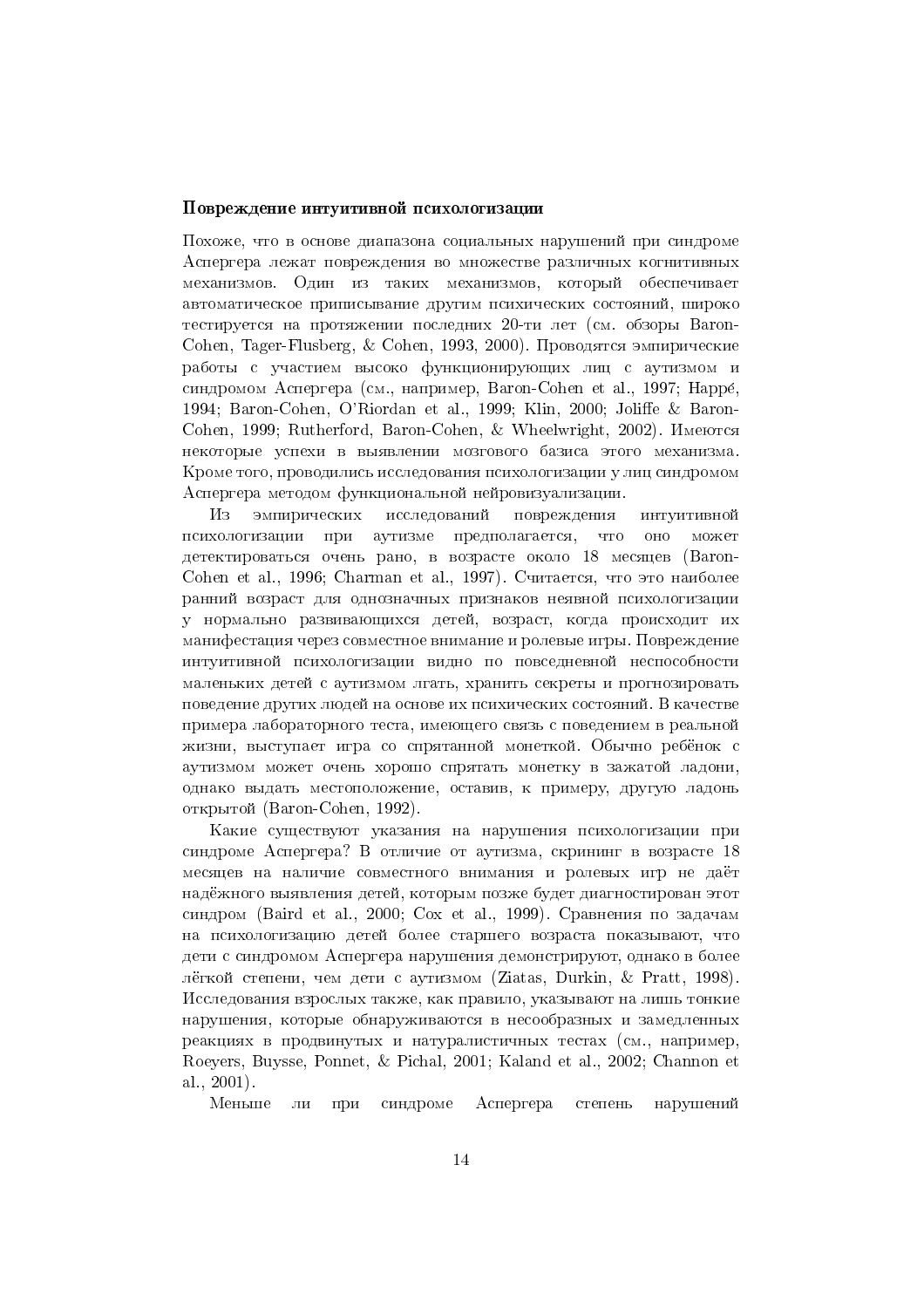### Повреждение интуитивной психологизации

Похоже, что в основе диапазона социальных нарушений при синдроме Аспергера лежат повреждения во множестве различных когнитивных механизмов. Один из таких механизмов, который обеспечивает автоматическое приписывание другим психических состояний, широко тестируется на протяжении последних 20-ти лет (см. обзоры Baron-Cohen, Tager-Flusberg, & Cohen, 1993, 2000). Проводятся эмпирические работы с участием высоко функционирующих лиц с аутизмом и синдромом Аспергера (см., например, Baron-Cohen et al., 1997; Happé, 1994; Baron-Cohen, O'Riordan et al., 1999; Klin, 2000; Joliffe & Baron-Cohen, 1999; Rutherford, Baron-Cohen, & Wheelwright, 2002). Имеются некоторые успехи в выявлении мозгового базиса этого механизма. Кроме того, проводились исследования психологизации у лиц синдромом Аспергера методом функциональной нейровизуализации.

Из эмпирических исследований повреждения интуитивной психологизации при аутизме предполагается, что оно может детектироваться очень рано, в возрасте около 18 месяцев (Baron-Cohen et al., 1996; Charman et al., 1997). Считается, что это наиболее ранний возраст для однозначных признаков неявной психологизации у нормально развивающихся детей, возраст, когда происходит их манифестация через совместное внимание и ролевые игры. Повреждение интуитивной психологизации видно по повседневной неспособности маленьких детей с аутизмом лгать, хранить секреты и прогнозировать поведение других людей на основе их психических состояний. В качестве примера лабораторного теста, имеющего связь с поведением в реальной жизни, выступает игра со спрятанной монеткой. Обычно ребёнок с аутизмом может очень хорошо спрятать монетку в зажатой ладони, однако выдать местоположение, оставив, к примеру, другую ладонь открытой (Baron-Cohen, 1992).

Какие существуют указания на нарушения психологизации при синдроме Аспергера? В отличие от аутизма, скрининг в возрасте 18 месяцев на наличие совместного внимания и ролевых игр не даёт надёжного выявления детей, которым позже будет диагностирован этот синдром (Baird et al., 2000; Cox et al., 1999). Сравнения по задачам на психологизацию детей более старшего возраста показывают, что дети с синдромом Аспергера нарушения демонстрируют, однако в более лёгкой степени, чем дети с аутизмом (Ziatas, Durkin, & Pratt, 1998). Исследования взрослых также, как правило, указывают на лишь тонкие нарушения, которые обнаруживаются в несообразных и замедленных реакциях в продвинутых и натуралистичных тестах (см., например, Roeyers, Buysse, Ponnet, & Pichal, 2001; Kaland et al., 2002; Channon et al., 2001).

Меньше ли при синдроме Аспергера степень нарушений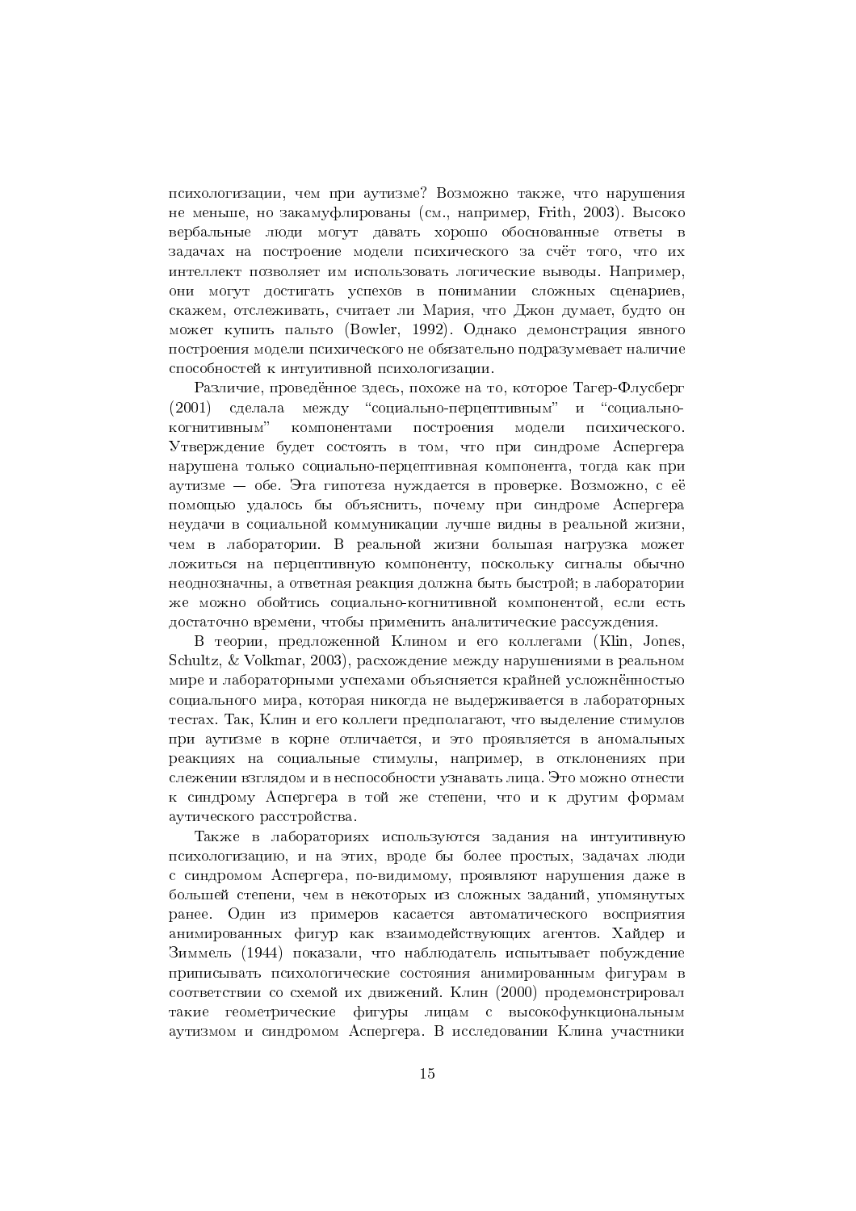психологизации, чем при аутизме? Возможно также, что нарушения не меньше, но закамуфлированы (см., например, Frith, 2003). Высоко вербальные люди могут давать хорошо обоснованные ответы в задачах на построение модели психического за счёт того, что их интеллект позволяет им использовать логические выводы. Например, они могут достигать успехов в понимании сложных сценариев, скажем, отслеживать, считает ли Мария, что Джон думает, будто он может купить пальто (Bowler, 1992). Однако демонстрация явного построения модели психического не обязательно подразумевает наличие способностей к интуитивной психологизации.

Различие, проведённое здесь, похоже на то, которое Тагер-Флусберг (2001) сделала между "социально-перцептивным" и "социально-когнитивным" компонентами построения модели психического. Утверждение будет состоять в том, что при синдроме Аспергера нарушена только социально-перцептивная компонента, тогда как при аутизме — обе. Эта гипотеза нуждается в проверке. Возможно, с её помощью удалось бы объяснить, почему при синдроме Аспергера неудачи в социальной коммуникации лучше видны в реальной жизни, чем в лаборатории. В реальной жизни большая нагрузка может ложиться на перцептивную компоненту, поскольку сигналы обычно неоднозначны, а ответная реакция должна быть быстрой; в лаборатории же можно обойтись социально-когнитивной компонентой, если есть достаточно времени, чтобы применить аналитические рассуждения.

В теории, предложенной Клином и его коллегами (Klin, Jones, Schultz, & Volkmar, 2003), расхождение между нарушениями в реальном мире и лабораторными успехами объясняется крайней усложнённостью социального мира, которая никогда не выдерживается в лабораторных тестах. Так, Клин и его коллеги предполагают, что выделение стимулов при аутизме в корне отличается, и это проявляется в аномальных реакциях на социальные стимулы, например, в отклонениях при слежении взглядом и в неспособности узнавать лица. Это можно отнести к синдрому Аспергера в той же степени, что и к другим формам аутического расстройства.

Также в лабораториях используются задания на интуитивную психологизацию, и на этих, вроде бы более простых, задачах люди с синдромом Аспергера, по-видимому, проявляют нарушения даже в большей степени, чем в некоторых из сложных заданий, упомянутых ранее. Один из примеров касается автоматического восприятия анимированных фигур как взаимодействующих агентов. Хайдер и Зиммель (1944) показали, что наблюдатель испытывает побуждение приписывать психологические состояния анимированным фигурам в соответствии со схемой их движений. Клин (2000) продемонстрировал такие геометрические фигуры лицам с высокофункциональным аутизмом и синдромом Аспергера. В исследовании Клина участники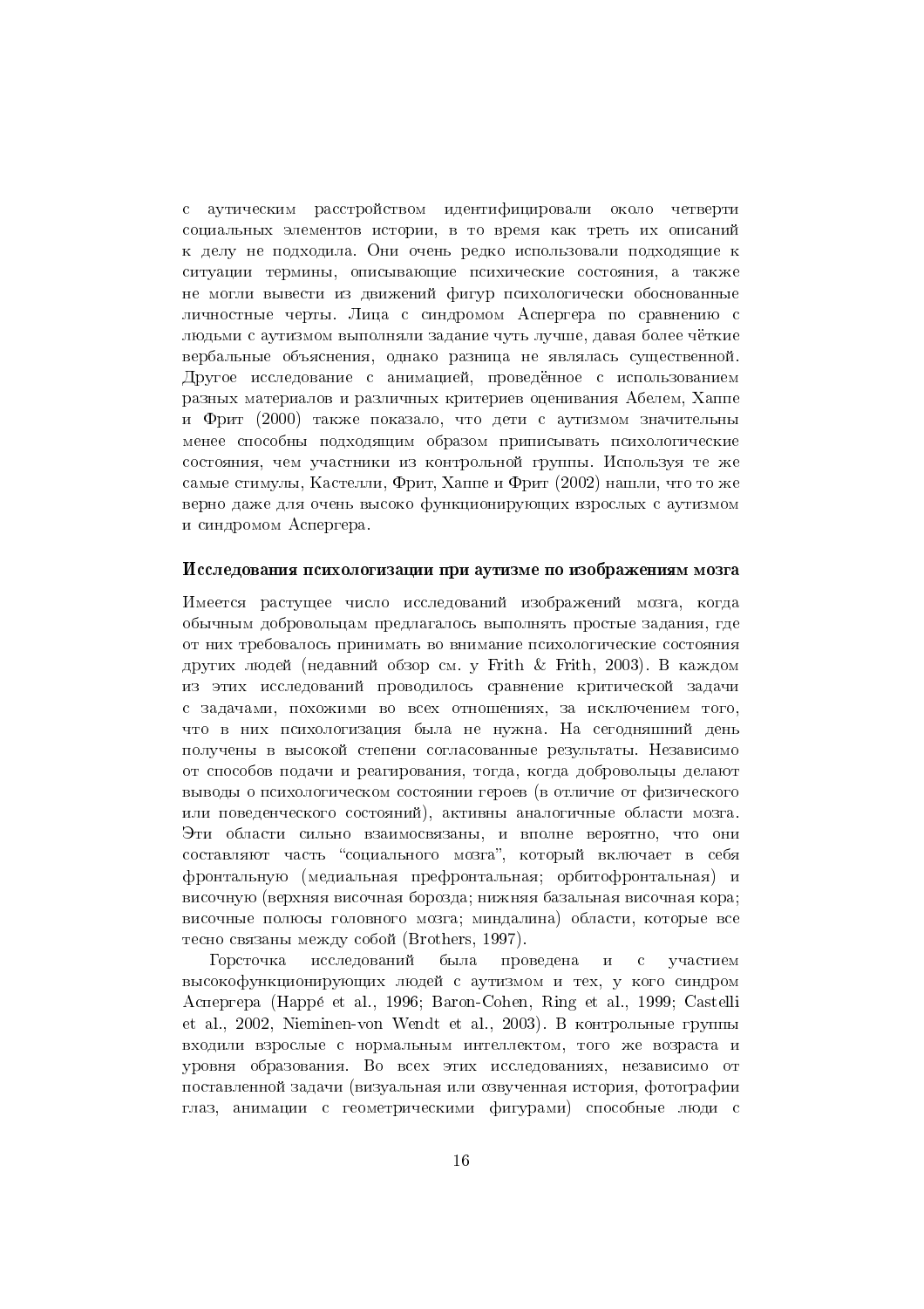с аутическим расстройством идентифицировали около четверти социальных элементов истории, в то время как треть их описаний к делу не подходила. Они очень редко использовали подходящие к ситуации термины, описывающие психические состояния, а также не могли вывести из движений фигур психологически обоснованные личностные черты. Лица с синдромом Аспергера по сравнению с людьми с аутизмом выполняли задание чуть лучше, давая более чёткие вербальные объяснения, однако разница не являлась существенной. Другое исследование с анимацией, проведённое с использованием разных материалов и различных критериев оценивания Абелем, Хаппе и Фрит (2000) также показало, что дети с аутизмом значительны менее способны подходящим образом приписывать психологические состояния, чем участники из контрольной группы. Используя те же самые стимулы, Кастелли, Фрит, Хаппе и Фрит (2002) нашли, что то же верно даже для очень высоко функционирующих взрослых с аутизмом и синдромом Аспергера.

### Исследования психологизации при аутизме по изображениям мозга

Имеется растущее число исследований изображений мозга, когда обычным добровольцам предлагалось выполнять простые задания, где от них требовалось принимать во внимание психологические состояния других людей (недавний обзор см. у Frith & Frith, 2003). В каждом из этих исследований проводилось сравнение критической задачи с задачами, похожими во всех отношениях, за исключением того, что в них психологизация была не нужна. На сегодняшний день получены в высокой степени согласованные результаты. Независимо от способов подачи и реагирования, тогда, когда добровольцы делают выводы о психологическом состоянии героев (в отличие от физического или поведенческого состояний), активны аналогичные области мозга. Эти области сильно взаимосвязаны, и вполне вероятно, что они составляют часть "социального мозга", который включает в себя фронтальную (медиальная префронтальная; орбитофронтальная) и височную (верхняя височная борозда; нижняя базальная височная кора; височные полюсы головного мозга; миндалина) области, которые все тесно связаны между собой (Brothers, 1997).

Горсточка исследований была проведена и с участием высокофункционирующих людей с аутизмом и тех, у кого синдром Аспергера (Happé et al., 1996; Baron-Cohen, Ring et al., 1999; Castelli et al., 2002, Nieminen-von Wendt et al., 2003). В контрольные группы входили взрослые с нормальным интеллектом, того же возраста и уровня образования. Во всех этих исследованиях, независимо от поставленной задачи (визуальная или озвученная история, фотографии глаз, анимации с геометрическими фигурами) способные люди с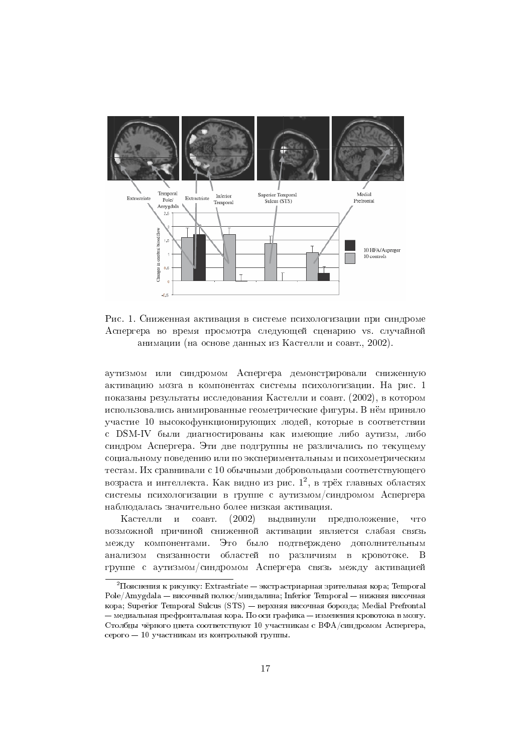Рис. 1. Сниженная активация в системе психологизации при синдроме Аспергера во время просмотра следующей сценарию vs. случайной анимации (на основе данных из Кастелли и соавт., 2002).

аутизмом или синдромом Аспергера демонстрировали сниженную активацию мозга в компонентах системы психологизации. На рис. 1 показаны результаты исследования Кастелли и соавт. (2002), в котором использовались анимированные геометрические фигуры. В нём приняло участие 10 высокофункционирующих людей, которые в соответствии с DSM-IV были диагностированы как имеющие либо аутизм, либо синдром Аспергера. Эти две подгруппы не различались по текущему социальному поведению или по экспериментальным и психометрическим тестам. Их сравнивали с 10 обычными добровольцами соответствующего возраста и интеллекта. Как видно из рис. 1[2], в трёх главных областях системы психологизации в группе с аутизмом/синдромом Аспергера наблюдалась значительно более низкая активация.

Кастелли и соавт. (2002) выдвинули предположение, что возможной причиной сниженной активации является слабая связь между компонентами. Это было подтверждено дополнительным анализом связанности областей по различиям в кровотоке. В группе с аутизмом/синдромом Аспергера связь между активацией

---

[2] Пояснения к рисунку: Extrastriate — экстрастриарная зрительная кора; Temporal Pole/Amygdala — височный полюс/миндалина; Inferior Temporal — нижняя височная кора; Superior Temporal Sulcus (STS) — верхняя височная борозда; Medial Prefrontal — медиальная префронтальная кора. По оси графика — изменения кровотока в мозгу. Столбцы чёрного цвета соответствуют 10 участникам с ВФА/синдромом Аспергера, серого — 10 участникам из контрольной группы.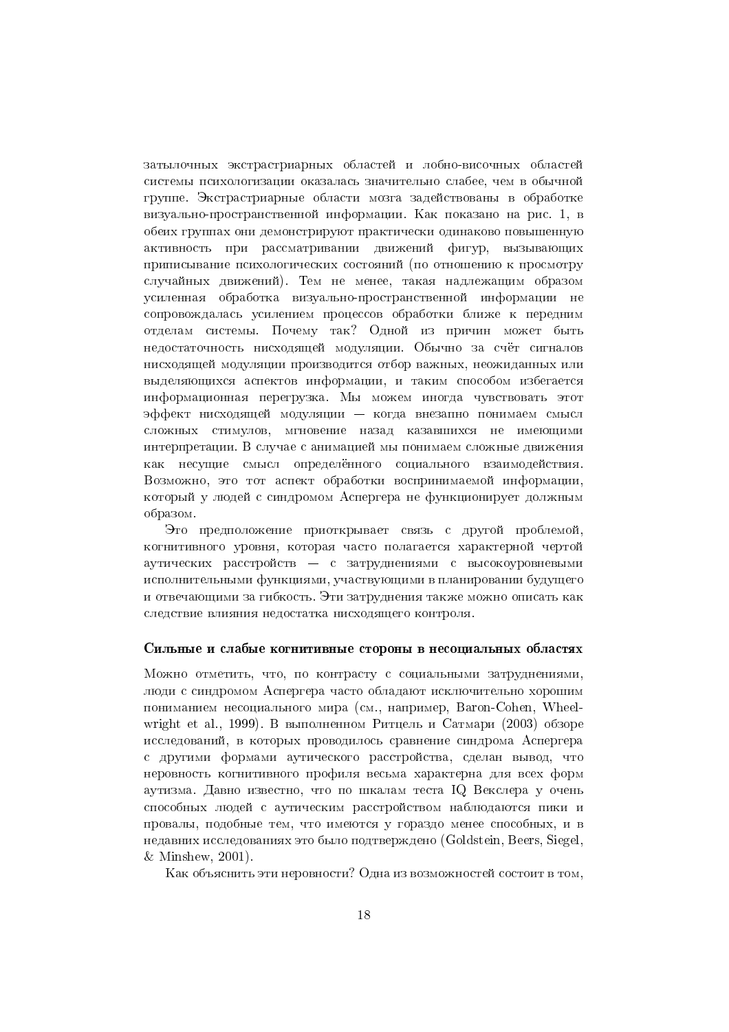затылочных экстрастриарных областей и лобно-височных областей системы психологизации оказалась значительно слабее, чем в обычной группе. Экстрастриарные области мозга задействованы в обработке визуально-пространственной информации. Как показано на рис. 1, в обеих группах они демонстрируют практически одинаково повышенную активность при рассматривании движений фигур, вызывающих приписывание психологических состояний (по отношению к просмотру случайных движений). Тем не менее, такая надлежащим образом усиленная обработка визуально-пространственной информации не сопровождалась усилением процессов обработки ближе к передним отделам системы. Почему так? Одной из причин может быть недостаточность нисходящей модуляции. Обычно за счёт сигналов нисходящей модуляции производится отбор важных, неожиданных или выделяющихся аспектов информации, и таким способом избегается информационная перегрузка. Мы можем иногда чувствовать этот эффект нисходящей модуляции — когда внезапно понимаем смысл сложных стимулов, мгновение назад казавшихся не имеющими интерпретации. В случае с анимацией мы понимаем сложные движения как несущие смысл определённого социального взаимодействия. Возможно, это тот аспект обработки воспринимаемой информации, который у людей с синдромом Аспергера не функционирует должным образом.

Это предположение приоткрывает связь с другой проблемой, когнитивного уровня, которая часто полагается характерной чертой аутических расстройств — с затруднениями с высокоуровневыми исполнительными функциями, участвующими в планировании будущего и отвечающими за гибкость. Эти затруднения также можно описать как следствие влияния недостатка нисходящего контроля.

### Сильные и слабые когнитивные стороны в несоциальных областях

Можно отметить, что, по контрасту с социальными затруднениями, люди с синдромом Аспергера часто обладают исключительно хорошим пониманием несоциального мира (см., например, Baron-Cohen, Wheelwright et al., 1999). В выполненном Ритцель и Сатмари (2003) обзоре исследований, в которых проводилось сравнение синдрома Аспергера с другими формами аутического расстройства, сделан вывод, что неровность когнитивного профиля весьма характерна для всех форм аутизма. Давно известно, что по шкалам теста IQ Векслера у очень способных людей с аутическим расстройством наблюдаются пики и провалы, подобные тем, что имеются у гораздо менее способных, и в недавних исследованиях это было подтверждено (Goldstein, Beers, Siegel, & Minshew, 2001).

Как объяснить эти неровности? Одна из возможностей состоит в том,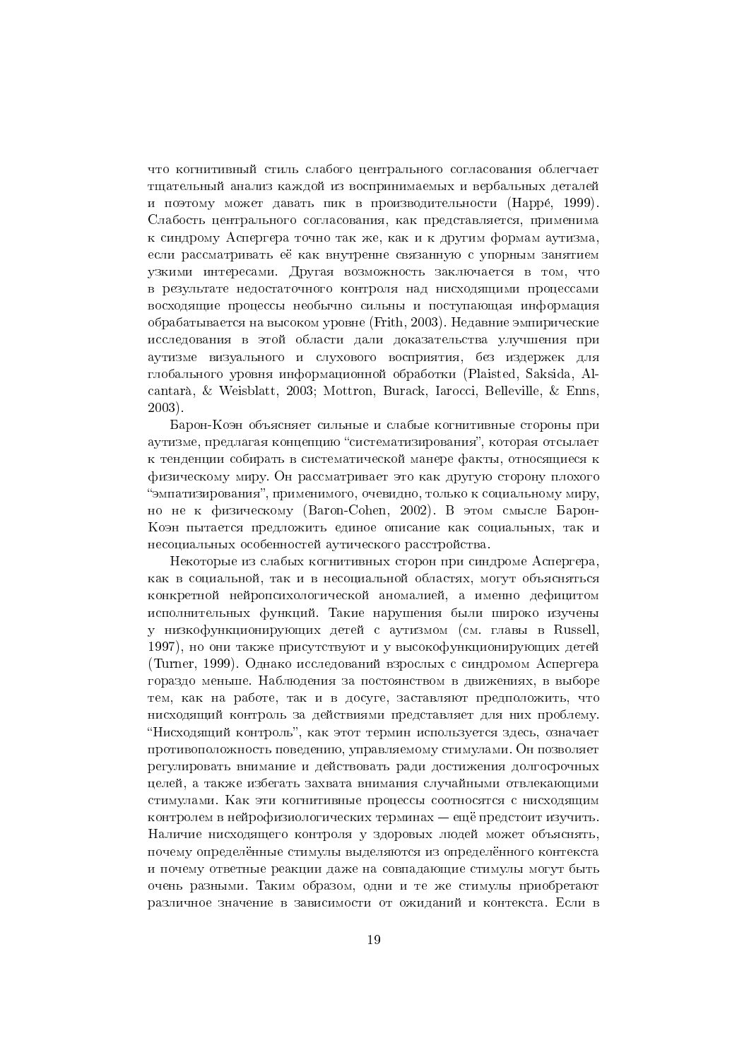что когнитивный стиль слабого центрального согласования облегчает тщательный анализ каждой из воспринимаемых и вербальных деталей и поэтому может давать пик в производительности (Happé, 1999). Слабость центрального согласования, как представляется, применима к синдрому Аспергера точно так же, как и к другим формам аутизма, если рассматривать её как внутренне связанную с упорным занятием узкими интересами. Другая возможность заключается в том, что в результате недостаточного контроля над нисходящими процессами восходящие процессы необычно сильны и поступающая информация обрабатывается на высоком уровне (Frith, 2003). Недавние эмпирические исследования в этой области дали доказательства улучшения при аутизме визуального и слухового восприятия, без издержек для глобального уровня информационной обработки (Plaisted, Saksida, Alcantarà, & Weisblatt, 2003; Mottron, Burack, Iarocci, Belleville, & Enns, 2003).

Барон-Коэн объясняет сильные и слабые когнитивные стороны при аутизме, предлагая концепцию "систематизирования", которая отсылает к тенденции собирать в систематической манере факты, относящиеся к физическому миру. Он рассматривает это как другую сторону плохого "эмпатизирования", применимого, очевидно, только к социальному миру, но не к физическому (Baron-Cohen, 2002). В этом смысле Барон-Коэн пытается предложить единое описание как социальных, так и несоциальных особенностей аутического расстройства.

Некоторые из слабых когнитивных сторон при синдроме Аспергера, как в социальной, так и в несоциальной областях, могут объясняться конкретной нейропсихологической аномалией, а именно дефицитом исполнительных функций. Такие нарушения были широко изучены у низкофункционирующих детей с аутизмом (см. главы в Russell, 1997), но они также присутствуют и у высокофункционирующих детей (Turner, 1999). Однако исследований взрослых с синдромом Аспергера гораздо меньше. Наблюдения за постоянством в движениях, в выборе тем, как на работе, так и в досуге, заставляют предположить, что нисходящий контроль за действиями представляет для них проблему. "Нисходящий контроль", как этот термин используется здесь, означает противоположность поведению, управляемому стимулами. Он позволяет регулировать внимание и действовать ради достижения долгосрочных целей, а также избегать захвата внимания случайными отвлекающими стимулами. Как эти когнитивные процессы соотносятся с нисходящим контролем в нейрофизиологических терминах — ещё предстоит изучить. Наличие нисходящего контроля у здоровых людей может объяснять, почему определённые стимулы выделяются из определённого контекста и почему ответные реакции даже на совпадающие стимулы могут быть очень разными. Таким образом, одни и те же стимулы приобретают различное значение в зависимости от ожиданий и контекста. Если в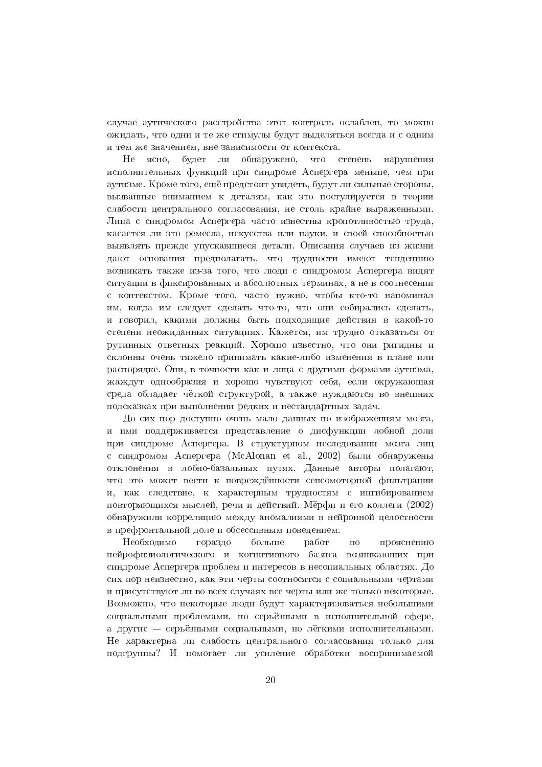случае аутического расстройства этот контроль ослаблен, то можно ожидать, что одни и те же стимулы будут выделяться всегда и с одним и тем же значением, вне зависимости от контекста.

Не ясно, будет ли обнаружено, что степень нарушения исполнительных функций при синдроме Аспергера меньше, чем при аутизме. Кроме того, ещё предстоит увидеть, будут ли сильные стороны, вызванные вниманием к деталям, как это постулируется в теории слабости центрального согласования, не столь крайне выраженными. Лица с синдромом Аспергера часто известны кропотливостью труда, касается ли это ремесла, искусства или науки, и своей способностью выявлять прежде упускавшиеся детали. Описания случаев из жизни дают основания предполагать, что трудности имеют тенденцию возникать также из-за того, что люди с синдромом Аспергера видят ситуации в фиксированных и абсолютных терминах, а не в соотнесении с контекстом. Кроме того, часто нужно, чтобы кто-то напоминал им, когда им следует сделать что-то, что они собирались сделать, и говорил, какими должны быть подходящие действия в какой-то степени неожиданных ситуациях. Кажется, им трудно отказаться от рутинных ответных реакций. Хорошо известно, что они ригидны и склонны очень тяжело принимать какие-либо изменения в плане или распорядке. Они, в точности как и лица с другими формами аутизма, жаждут однообразия и хорошо чувствуют себя, если окружающая среда обладает чёткой структурой, а также нуждаются во внешних подсказках при выполнении редких и нестандартных задач.

До сих пор доступно очень мало данных по изображениям мозга, и ими поддерживается представление о дисфункции лобной доли при синдроме Аспергера. В структурном исследовании мозга лиц с синдромом Аспергера (McAlonan et al., 2002) были обнаружены отклонения в лобно-базальных путях. Данные авторы полагают, что это может вести к повреждённости сенсомоторной фильтрации и, как следствие, к характерным трудностям с ингибированием повторяющихся мыслей, речи и действий. Мёрфи и его коллеги (2002) обнаружили корреляцию между аномалиями в нейронной целостности в префронтальной доле и обсессивным поведением.

Необходимо гораздо больше работ по прояснению нейрофизиологического и когнитивного базиса возникающих при синдроме Аспергера проблем и интересов в несоциальных областях. До сих пор неизвестно, как эти черты соотносятся с социальными чертами и присутствуют ли во всех случаях все черты или же только некоторые. Возможно, что некоторые люди будут характеризоваться небольшими социальными проблемами, но серьёзными в исполнительной сфере, а другие — серьёзными социальными, но лёгкими исполнительными. Не характерна ли слабость центрального согласования только для подгруппы? И помогает ли усиление обработки воспринимаемой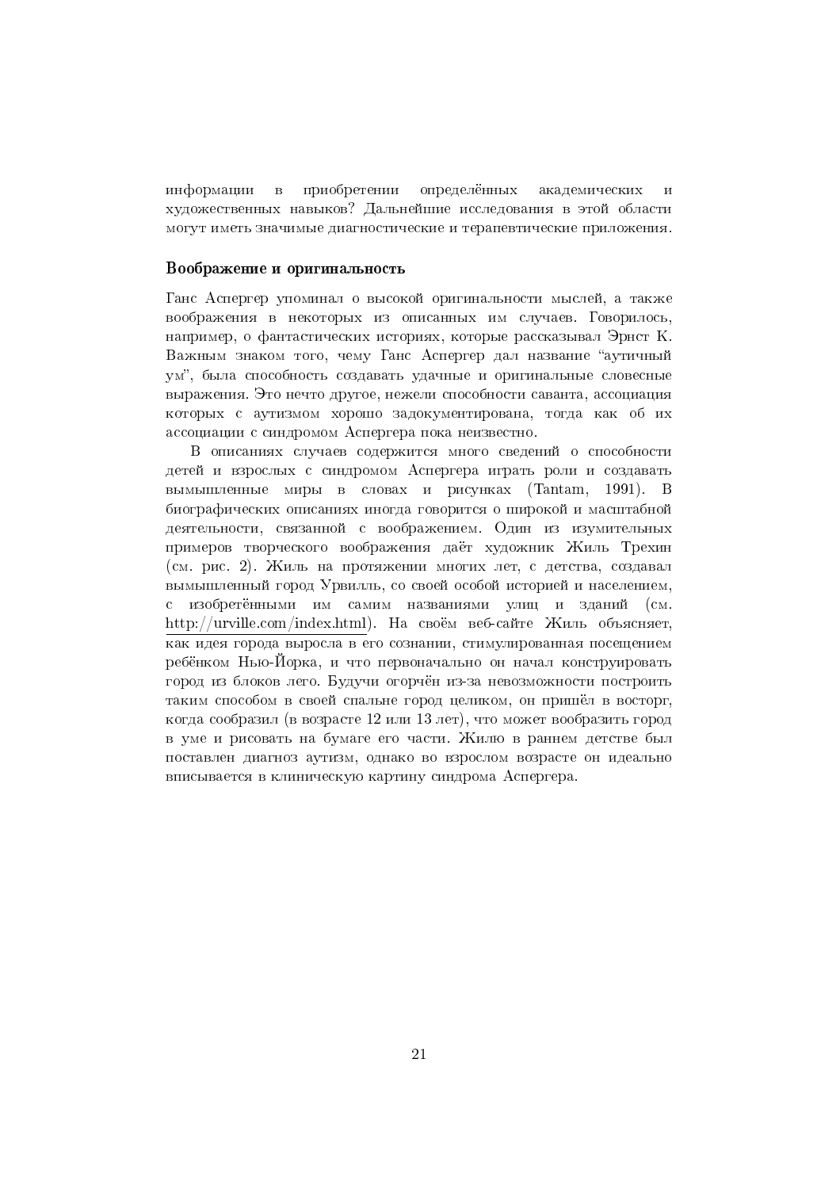информации в приобретении определённых академических и художественных навыков? Дальнейшие исследования в этой области могут иметь значимые диагностические и терапевтические приложения.

### Воображение и оригинальность

Ганс Аспергер упоминал о высокой оригинальности мыслей, а также воображения в некоторых из описанных им случаев. Говорилось, например, о фантастических историях, которые рассказывал Эрнст К. Важным знаком того, чему Ганс Аспергер дал название "аутичный ум", была способность создавать удачные и оригинальные словесные выражения. Это нечто другое, нежели способности саванта, ассоциация которых с аутизмом хорошо задокументирована, тогда как об их ассоциации с синдромом Аспергера пока неизвестно.

В описаниях случаев содержится много сведений о способности детей и взрослых с синдромом Аспергера играть роли и создавать вымышленные миры в словах и рисунках (Tantam, 1991). В биографических описаниях иногда говорится о широкой и масштабной деятельности, связанной с воображением. Один из изумительных примеров творческого воображения даёт художник Жиль Трехин (см. рис. 2). Жиль на протяжении многих лет, с детства, создавал вымышленный город Урвилль, со своей особой историей и населением, с изобретёнными им самим названиями улиц и зданий (см. http://urville.com/index.html). На своём веб-сайте Жиль объясняет, как идея города выросла в его сознании, стимулированная посещением ребёнком Нью-Йорка, и что первоначально он начал конструировать город из блоков лего. Будучи огорчён из-за невозможности построить таким способом в своей спальне город целиком, он пришёл в восторг, когда сообразил (в возрасте 12 или 13 лет), что может вообразить город в уме и рисовать на бумаге его части. Жилю в раннем детстве был поставлен диагноз аутизм, однако во взрослом возрасте он идеально вписывается в клиническую картину синдрома Аспергера.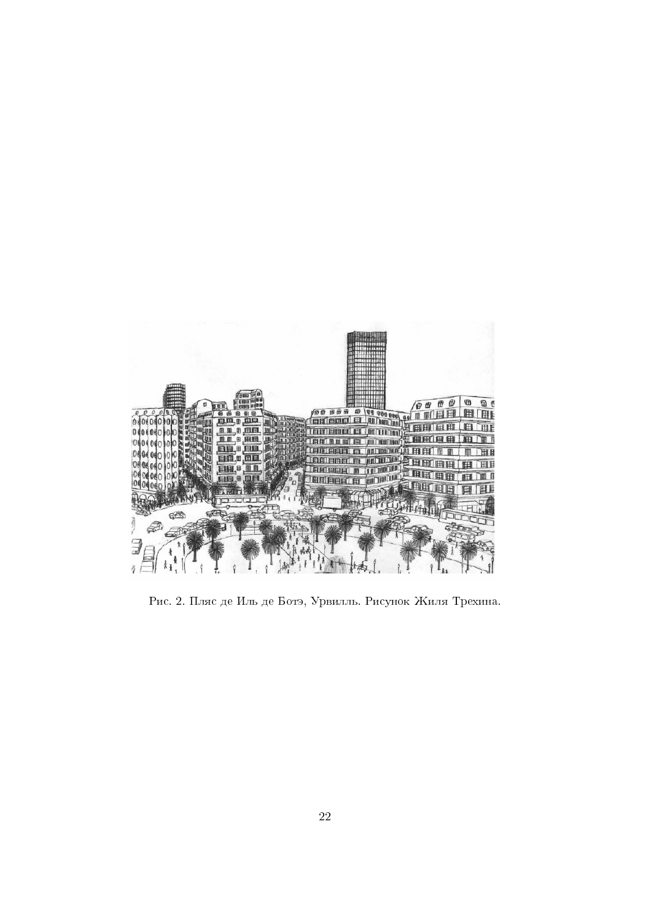Рис. 2. Пляс де Иль де Ботэ, Урвилль. Рисунок Жиля Трехина.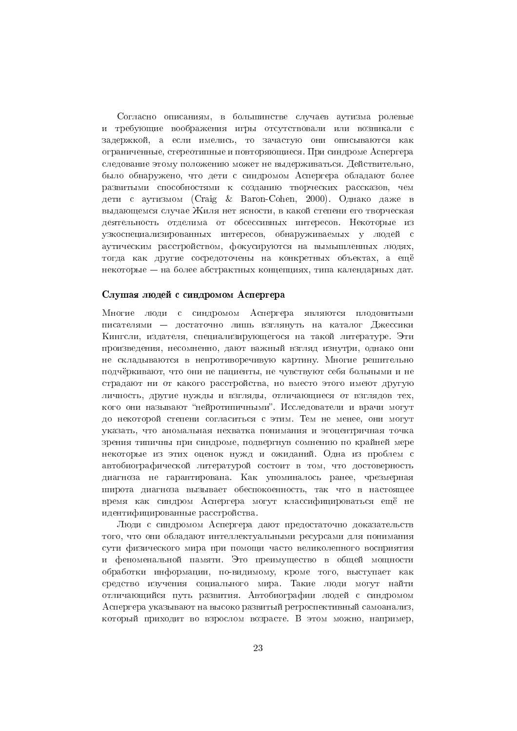Согласно описаниям, в большинстве случаев аутизма ролевые и требующие воображения игры отсутствовали или возникали с задержкой, а если имелись, то зачастую они описываются как ограниченные, стереотипные и повторяющиеся. При синдроме Аспергера следование этому положению может не выдерживаться. Действительно, было обнаружено, что дети с синдромом Аспергера обладают более развитыми способностями к созданию творческих рассказов, чем дети с аутизмом (Craig & Baron-Cohen, 2000). Однако даже в выдающемся случае Жиля нет ясности, в какой степени его творческая деятельность отделима от обсессивных интересов. Некоторые из узкоспециализированных интересов, обнаруживаемых у людей с аутическим расстройством, фокусируются на вымышленных людях, тогда как другие сосредоточены на конкретных объектах, а ещё некоторые — на более абстрактных концепциях, типа календарных дат.

### Слушая людей с синдромом Аспергера

Многие люди с синдромом Аспергера являются плодовитыми писателями — достаточно лишь взглянуть на каталог Джессики Кингсли, издателя, специализирующегося на такой литературе. Эти произведения, несомненно, дают важный взгляд изнутри, однако они не складываются в непротиворечивую картину. Многие решительно подчёркивают, что они не пациенты, не чувствуют себя больными и не страдают ни от какого расстройства, но вместо этого имеют другую личность, другие нужды и взгляды, отличающиеся от взглядов тех, кого они называют "нейротипичными". Исследователи и врачи могут до некоторой степени согласиться с этим. Тем не менее, они могут указать, что аномальная нехватка понимания и эгоцентричная точка зрения типичны при синдроме, подвергнув сомнению по крайней мере некоторые из этих оценок нужд и ожиданий. Одна из проблем с автобиографической литературой состоит в том, что достоверность диагноза не гарантирована. Как упоминалось ранее, чрезмерная широта диагноза вызывает обеспокоенность, так что в настоящее время как синдром Аспергера могут классифицироваться ещё не идентифицированные расстройства.

Люди с синдромом Аспергера дают предостаточно доказательств того, что они обладают интеллектуальными ресурсами для понимания сути физического мира при помощи часто великолепного восприятия и феноменальной памяти. Это преимущество в общей мощности обработки информации, по-видимому, кроме того, выступает как средство изучения социального мира. Такие люди могут найти отличающийся путь развития. Автобиографии людей с синдромом Аспергера указывают на высоко развитый ретроспективный самоанализ, который приходит во взрослом возрасте. В этом можно, например,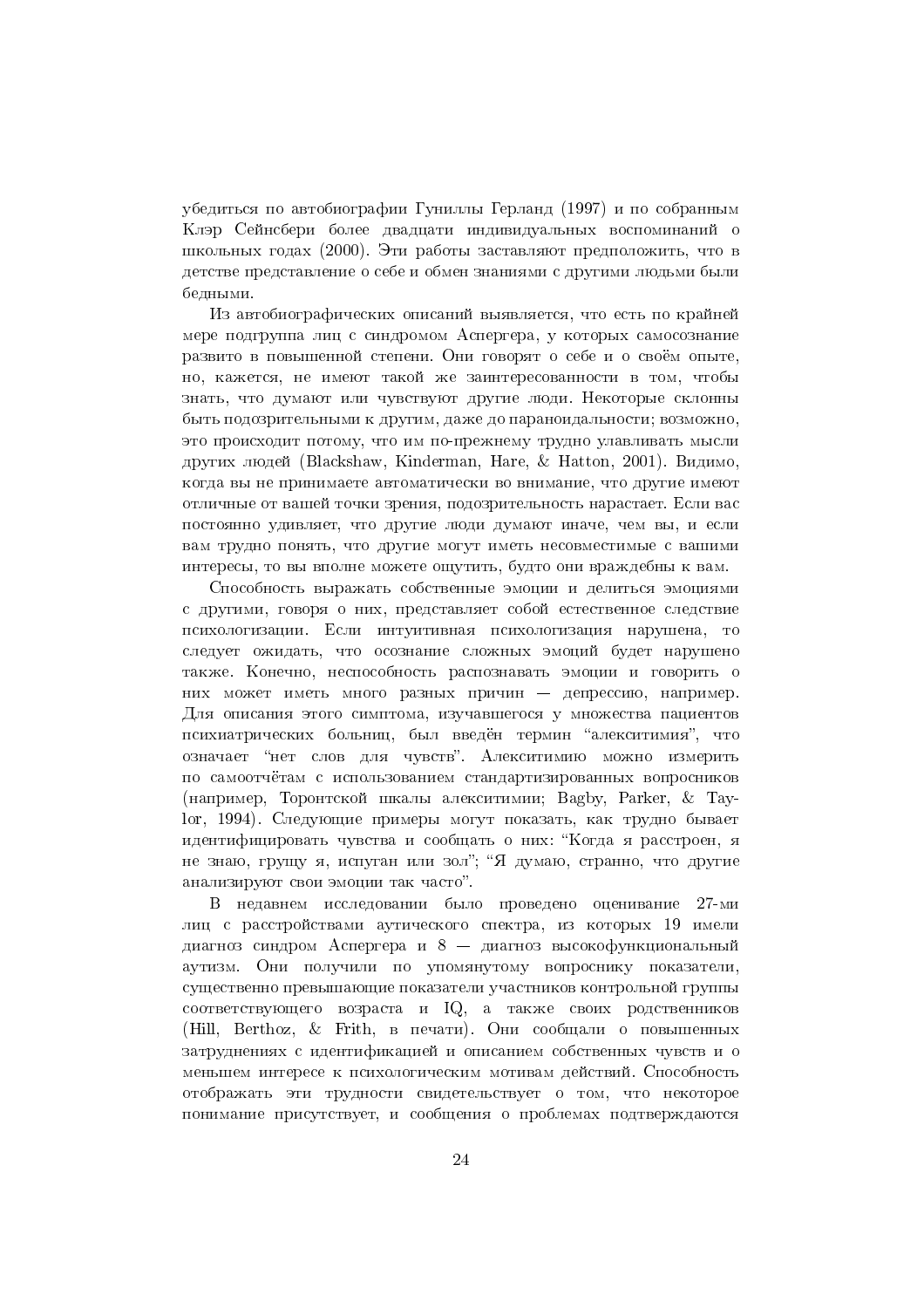убедиться по автобиографии Гуниллы Герланд (1997) и по собранным Клэр Сейнсбери более двадцати индивидуальных воспоминаний о школьных годах (2000). Эти работы заставляют предположить, что в детстве представление о себе и обмен знаниями с другими людьми были бедными.

Из автобиографических описаний выявляется, что есть по крайней мере подгруппа лиц с синдромом Аспергера, у которых самосознание развито в повышенной степени. Они говорят о себе и о своём опыте, но, кажется, не имеют такой же заинтересованности в том, чтобы знать, что думают или чувствуют другие люди. Некоторые склонны быть подозрительными к другим, даже до параноидальности; возможно, это происходит потому, что им по-прежнему трудно улавливать мысли других людей (Blackshaw, Kinderman, Hare, & Hatton, 2001). Видимо, когда вы не принимаете автоматически во внимание, что другие имеют отличные от вашей точки зрения, подозрительность нарастает. Если вас постоянно удивляет, что другие люди думают иначе, чем вы, и если вам трудно понять, что другие могут иметь несовместимые с вашими интересы, то вы вполне можете ощутить, будто они враждебны к вам.

Способность выражать собственные эмоции и делиться эмоциями с другими, говоря о них, представляет собой естественное следствие психологизации. Если интуитивная психологизация нарушена, то следует ожидать, что осознание сложных эмоций будет нарушено также. Конечно, неспособность распознавать эмоции и говорить о них может иметь много разных причин — депрессию, например. Для описания этого симптома, изучавшегося у множества пациентов психиатрических больниц, был введён термин "алекситимия", что означает "нет слов для чувств". Алекситимию можно измерить по самоотчётам с использованием стандартизированных вопросников (например, Торонтской шкалы алекситимии; Bagby, Parker, & Taylor, 1994). Следующие примеры могут показать, как трудно бывает идентифицировать чувства и сообщать о них: "Когда я расстроен, я не знаю, грущу я, испуган или зол"; "Я думаю, странно, что другие анализируют свои эмоции так часто".

В недавнем исследовании было проведено оценивание 27-ми лиц с расстройствами аутического спектра, из которых 19 имели диагноз синдром Аспергера и 8 — диагноз высокофункциональный аутизм. Они получили по упомянутому вопроснику показатели, существенно превышающие показатели участников контрольной группы соответствующего возраста и IQ, а также своих родственников (Hill, Berthoz, & Frith, в печати). Они сообщали о повышенных затруднениях с идентификацией и описанием собственных чувств и о меньшем интересе к психологическим мотивам действий. Способность отображать эти трудности свидетельствует о том, что некоторое понимание присутствует, и сообщения о проблемах подтверждаются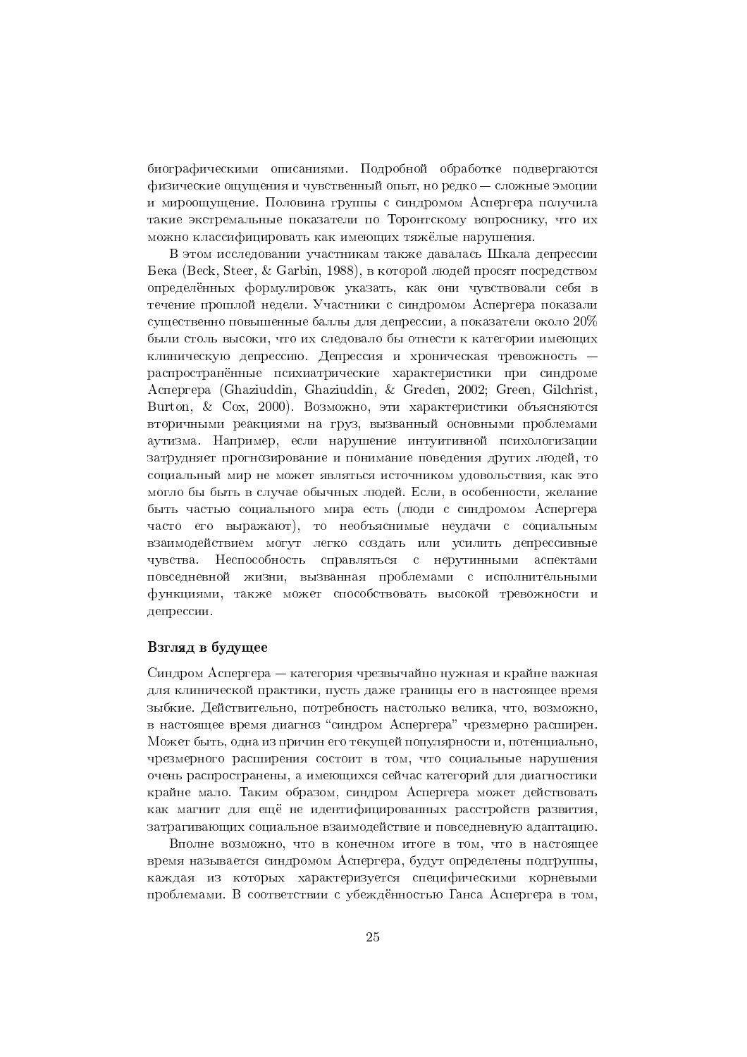биографическими описаниями. Подробной обработке подвергаются физические ощущения и чувственный опыт, но редко — сложные эмоции и мироощущение. Половина группы с синдромом Аспергера получила такие экстремальные показатели по Торонтскому вопроснику, что их можно классифицировать как имеющих тяжёлые нарушения.

В этом исследовании участникам также давалась Шкала депрессии Бека (Beck, Steer, & Garbin, 1988), в которой людей просят посредством определённых формулировок указать, как они чувствовали себя в течение прошлой недели. Участники с синдромом Аспергера показали существенно повышенные баллы для депрессии, а показатели около 20% были столь высоки, что их следовало бы отнести к категории имеющих клиническую депрессию. Депрессия и хроническая тревожность — распространённые психиатрические характеристики при синдроме Аспергера (Ghaziuddin, Ghaziuddin, & Greden, 2002; Green, Gilchrist, Burton, & Cox, 2000). Возможно, эти характеристики объясняются вторичными реакциями на груз, вызванный основными проблемами аутизма. Например, если нарушение интуитивной психологизации затрудняет прогнозирование и понимание поведения других людей, то социальный мир не может являться источником удовольствия, как это могло бы быть в случае обычных людей. Если, в особенности, желание быть частью социального мира есть (люди с синдромом Аспергера часто его выражают), то необъяснимые неудачи с социальным взаимодействием могут легко создать или усилить депрессивные чувства. Неспособность справляться с нерутинными аспектами повседневной жизни, вызванная проблемами с исполнительными функциями, также может способствовать высокой тревожности и депрессии.

### Взгляд в будущее

Синдром Аспергера — категория чрезвычайно нужная и крайне важная для клинической практики, пусть даже границы его в настоящее время зыбкие. Действительно, потребность настолько велика, что, возможно, в настоящее время диагноз "синдром Аспергера" чрезмерно расширен. Может быть, одна из причин его текущей популярности и, потенциально, чрезмерного расширения состоит в том, что социальные нарушения очень распространены, а имеющихся сейчас категорий для диагностики крайне мало. Таким образом, синдром Аспергера может действовать как магнит для ещё не идентифицированных расстройств развития, затрагивающих социальное взаимодействие и повседневную адаптацию.

Вполне возможно, что в конечном итоге в том, что в настоящее время называется синдромом Аспергера, будут определены подгруппы, каждая из которых характеризуется специфическими корневыми проблемами. В соответствии с убеждённостью Ганса Аспергера в том,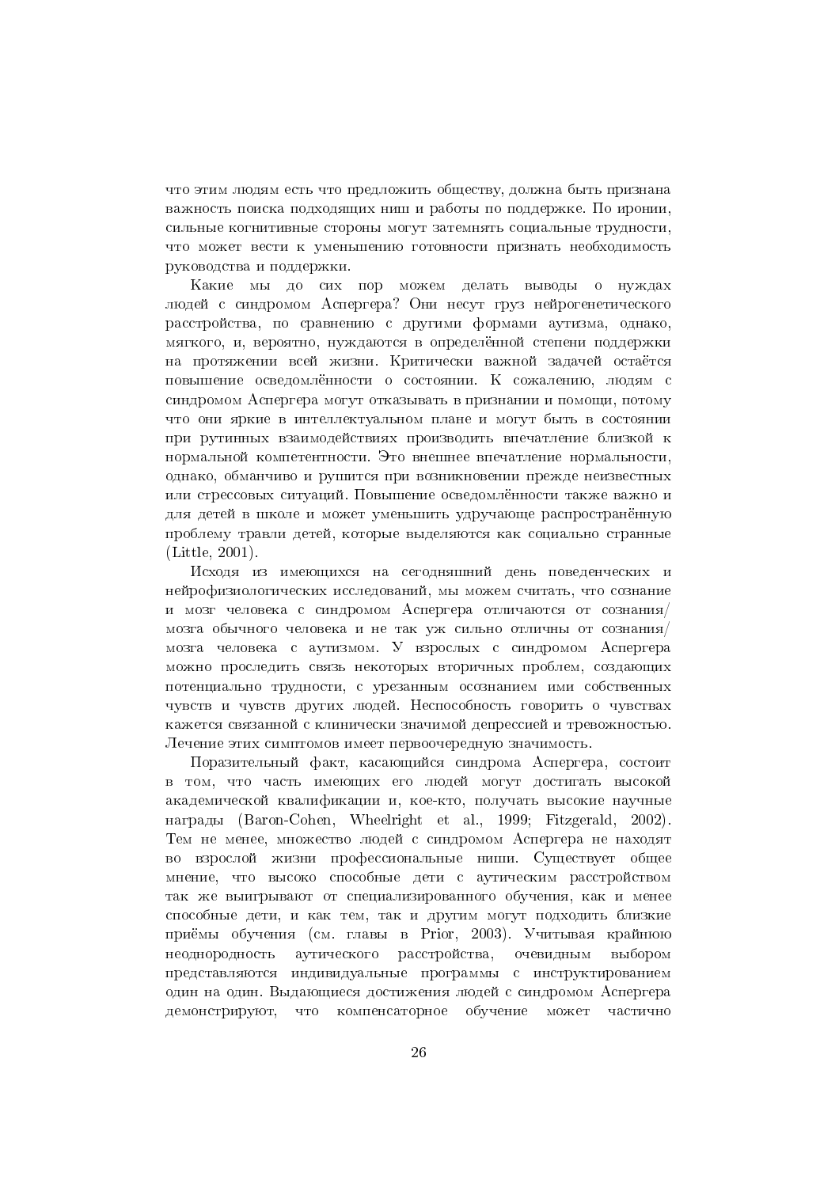что этим людям есть что предложить обществу, должна быть признана важность поиска подходящих ниш и работы по поддержке. По иронии, сильные когнитивные стороны могут затемнять социальные трудности, что может вести к уменьшению готовности признать необходимость руководства и поддержки.

Какие мы до сих пор можем делать выводы о нуждах людей с синдромом Аспергера? Они несут груз нейрогенетического расстройства, по сравнению с другими формами аутизма, однако, мягкого, и, вероятно, нуждаются в определённой степени поддержки на протяжении всей жизни. Критически важной задачей остаётся повышение осведомлённости о состоянии. К сожалению, людям с синдромом Аспергера могут отказывать в признании и помощи, потому что они яркие в интеллектуальном плане и могут быть в состоянии при рутинных взаимодействиях производить впечатление близкой к нормальной компетентности. Это внешнее впечатление нормальности, однако, обманчиво и рушится при возникновении прежде неизвестных или стрессовых ситуаций. Повышение осведомлённости также важно и для детей в школе и может уменьшить удручающе распространённую проблему травли детей, которые выделяются как социально странные (Little, 2001).

Исходя из имеющихся на сегодняшний день поведенческих и нейрофизиологических исследований, мы можем считать, что сознание и мозг человека с синдромом Аспергера отличаются от сознания/мозга обычного человека и не так уж сильно отличны от сознания/мозга человека с аутизмом. У взрослых с синдромом Аспергера можно проследить связь некоторых вторичных проблем, создающих потенциально трудности, с урезанным осознанием ими собственных чувств и чувств других людей. Неспособность говорить о чувствах кажется связанной с клинически значимой депрессией и тревожностью. Лечение этих симптомов имеет первоочередную значимость.

Поразительный факт, касающийся синдрома Аспергера, состоит в том, что часть имеющих его людей могут достигать высокой академической квалификации и, кое-кто, получать высокие научные награды (Baron-Cohen, Wheelright et al., 1999; Fitzgerald, 2002). Тем не менее, множество людей с синдромом Аспергера не находят во взрослой жизни профессиональные ниши. Существует общее мнение, что высоко способные дети с аутическим расстройством так же выигрывают от специализированного обучения, как и менее способные дети, и как тем, так и другим могут подходить близкие приёмы обучения (см. главы в Prior, 2003). Учитывая крайнюю неоднородность аутического расстройства, очевидным выбором представляются индивидуальные программы с инструктированием один на один. Выдающиеся достижения людей с синдромом Аспергера демонстрируют, что компенсаторное обучение может частично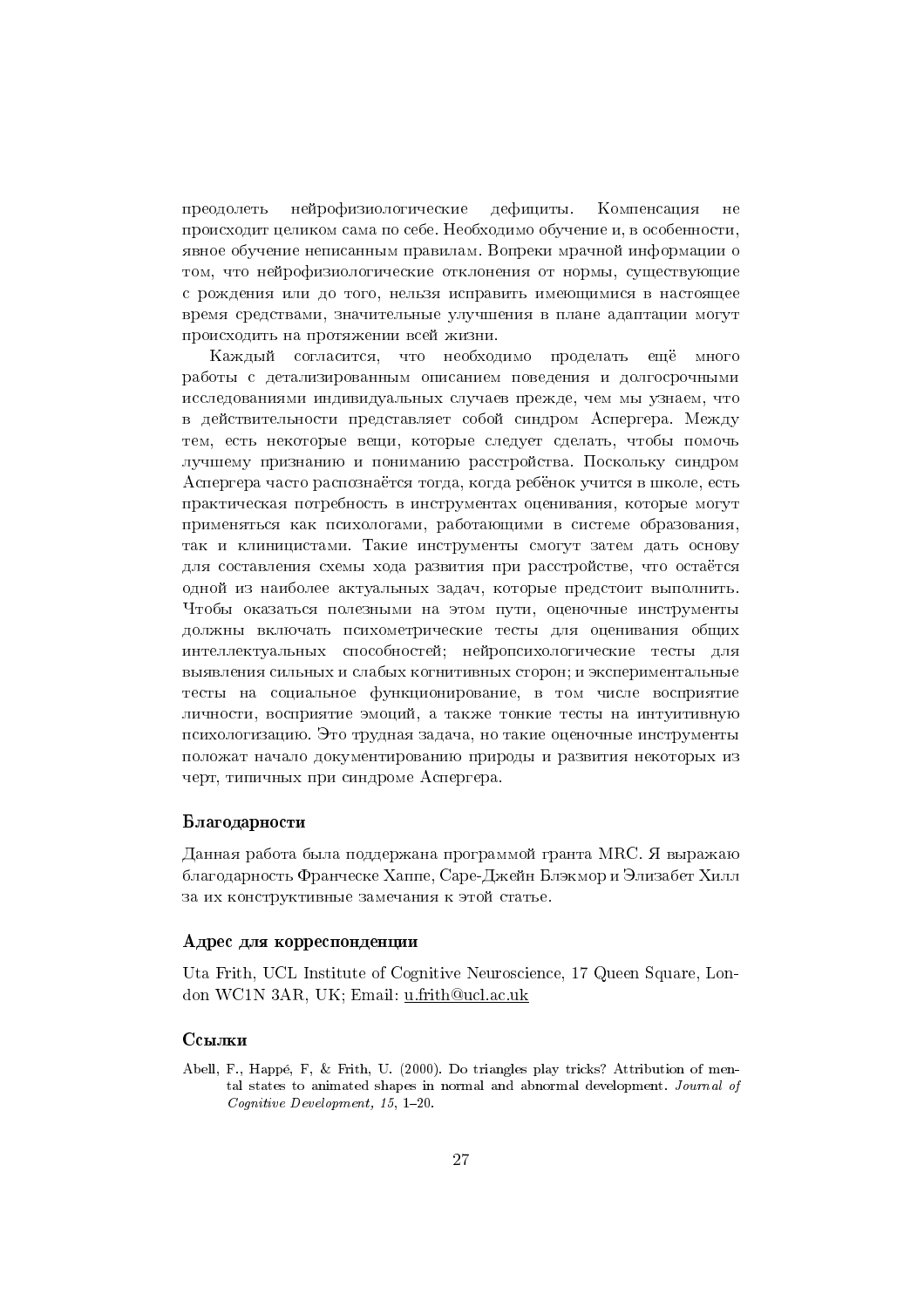преодолеть нейрофизиологические дефициты. Компенсация не происходит целиком сама по себе. Необходимо обучение и, в особенности, явное обучение неписанным правилам. Вопреки мрачной информации о том, что нейрофизиологические отклонения от нормы, существующие с рождения или до того, нельзя исправить имеющимися в настоящее время средствами, значительные улучшения в плане адаптации могут происходить на протяжении всей жизни.

Каждый согласится, что необходимо проделать ещё много работы с детализированным описанием поведения и долгосрочными исследованиями индивидуальных случаев прежде, чем мы узнаем, что в действительности представляет собой синдром Аспергера. Между тем, есть некоторые вещи, которые следует сделать, чтобы помочь лучшему признанию и пониманию расстройства. Поскольку синдром Аспергера часто распознаётся тогда, когда ребёнок учится в школе, есть практическая потребность в инструментах оценивания, которые могут применяться как психологами, работающими в системе образования, так и клиницистами. Такие инструменты смогут затем дать основу для составления схемы хода развития при расстройстве, что остаётся одной из наиболее актуальных задач, которые предстоит выполнить. Чтобы оказаться полезными на этом пути, оценочные инструменты должны включать психометрические тесты для оценивания общих интеллектуальных способностей; нейропсихологические тесты для выявления сильных и слабых когнитивных сторон; и экспериментальные тесты на социальное функционирование, в том числе восприятие личности, восприятие эмоций, а также тонкие тесты на интуитивную психологизацию. Это трудная задача, но такие оценочные инструменты положат начало документированию природы и развития некоторых из черт, типичных при синдроме Аспергера.

### Благодарности

Данная работа была поддержана программой гранта MRC. Я выражаю благодарность Франческе Хаппе, Саре-Джейн Блэкмор и Элизабет Хилл за их конструктивные замечания к этой статье.

### Адрес для корреспонденции

Uta Frith, UCL Institute of Cognitive Neuroscience, 17 Queen Square, London WC1N 3AR, UK; Email: u.frith@ucl.ac.uk

### Ссылки

Abell, F., Happé, F, & Frith, U. (2000). Do triangles play tricks? Attribution of mental states to animated shapes in normal and abnormal development. *Journal of Cognitive Development, 15*, 1–20.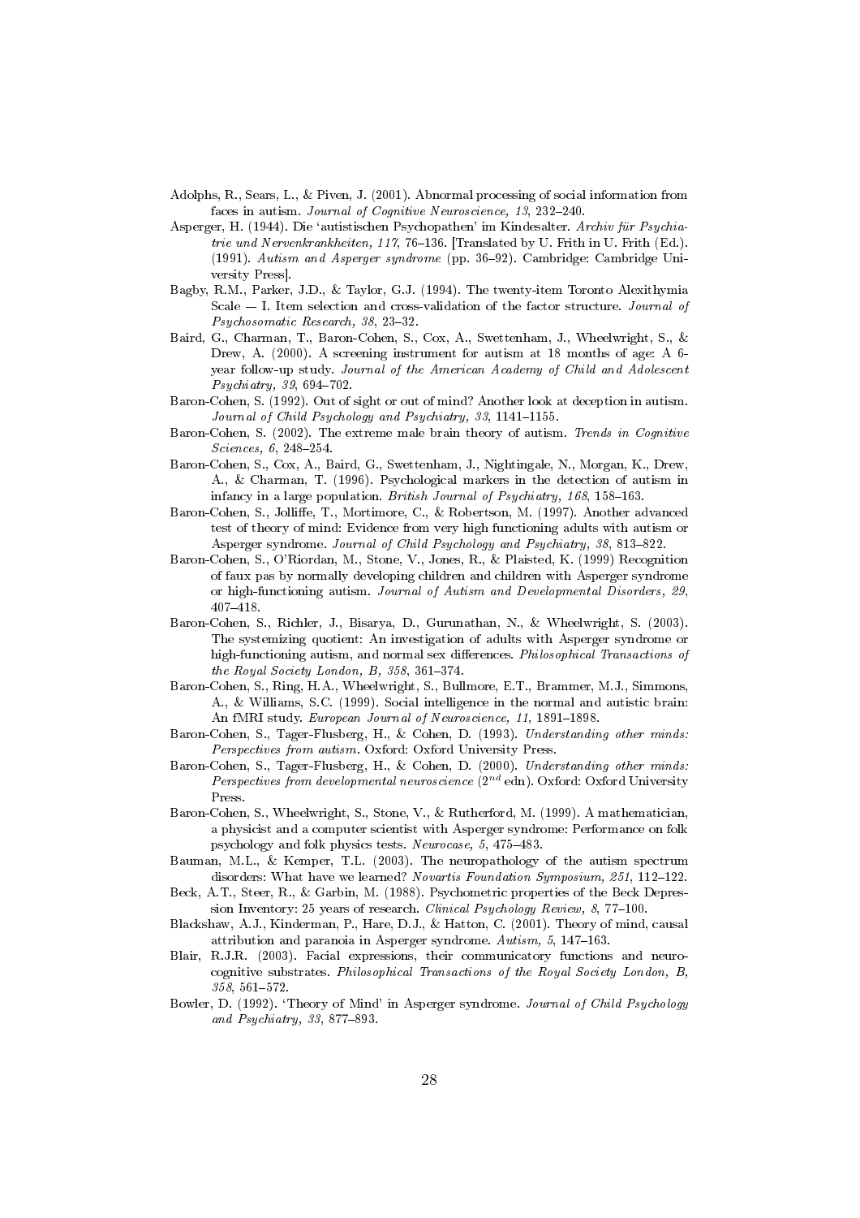Adolphs, R., Sears, L., & Piven, J. (2001). Abnormal processing of social information from faces in autism. *Journal of Cognitive Neuroscience, 13*, 232–240.

Asperger, H. (1944). Die 'autistischen Psychopathen' im Kindesalter. *Archiv für Psychiatrie und Nervenkrankheiten, 117*, 76–136. [Translated by U. Frith in U. Frith (Ed.). (1991). *Autism and Asperger syndrome* (pp. 36–92). Cambridge: Cambridge University Press].

Bagby, R.M., Parker, J.D., & Taylor, G.J. (1994). The twenty-item Toronto Alexithymia Scale — I. Item selection and cross-validation of the factor structure. *Journal of Psychosomatic Research, 38*, 23–32.

Baird, G., Charman, T., Baron-Cohen, S., Cox, A., Swettenham, J., Wheelwright, S., & Drew, A. (2000). A screening instrument for autism at 18 months of age: A 6-year follow-up study. *Journal of the American Academy of Child and Adolescent Psychiatry, 39*, 694–702.

Baron-Cohen, S. (1992). Out of sight or out of mind? Another look at deception in autism. *Journal of Child Psychology and Psychiatry, 33*, 1141–1155.

Baron-Cohen, S. (2002). The extreme male brain theory of autism. *Trends in Cognitive Sciences, 6*, 248–254.

Baron-Cohen, S., Cox, A., Baird, G., Swettenham, J., Nightingale, N., Morgan, K., Drew, A., & Charman, T. (1996). Psychological markers in the detection of autism in infancy in a large population. *British Journal of Psychiatry, 168*, 158–163.

Baron-Cohen, S., Jolliffe, T., Mortimore, C., & Robertson, M. (1997). Another advanced test of theory of mind: Evidence from very high functioning adults with autism or Asperger syndrome. *Journal of Child Psychology and Psychiatry, 38*, 813–822.

Baron-Cohen, S., O'Riordan, M., Stone, V., Jones, R., & Plaisted, K. (1999) Recognition of faux pas by normally developing children and children with Asperger syndrome or high-functioning autism. *Journal of Autism and Developmental Disorders, 29*, 407–418.

Baron-Cohen, S., Richler, J., Bisarya, D., Gurunathan, N., & Wheelwright, S. (2003). The systemizing quotient: An investigation of adults with Asperger syndrome or high-functioning autism, and normal sex differences. *Philosophical Transactions of the Royal Society London, B, 358*, 361–374.

Baron-Cohen, S., Ring, H.A., Wheelwright, S., Bullmore, E.T., Brammer, M.J., Simmons, A., & Williams, S.C. (1999). Social intelligence in the normal and autistic brain: An fMRI study. *European Journal of Neuroscience, 11*, 1891–1898.

Baron-Cohen, S., Tager-Flusberg, H., & Cohen, D. (1993). *Understanding other minds: Perspectives from autism*. Oxford: Oxford University Press.

Baron-Cohen, S., Tager-Flusberg, H., & Cohen, D. (2000). *Understanding other minds: Perspectives from developmental neuroscience* ($2^{nd}$ edn). Oxford: Oxford University Press.

Baron-Cohen, S., Wheelwright, S., Stone, V., & Rutherford, M. (1999). A mathematician, a physicist and a computer scientist with Asperger syndrome: Performance on folk psychology and folk physics tests. *Neurocase, 5*, 475–483.

Bauman, M.L., & Kemper, T.L. (2003). The neuropathology of the autism spectrum disorders: What have we learned? *Novartis Foundation Symposium, 251*, 112–122.

Beck, A.T., Steer, R., & Garbin, M. (1988). Psychometric properties of the Beck Depression Inventory: 25 years of research. *Clinical Psychology Review, 8*, 77–100.

Blackshaw, A.J., Kinderman, P., Hare, D.J., & Hatton, C. (2001). Theory of mind, causal attribution and paranoia in Asperger syndrome. *Autism, 5*, 147–163.

Blair, R.J.R. (2003). Facial expressions, their communicatory functions and neurocognitive substrates. *Philosophical Transactions of the Royal Society London, B, 358*, 561–572.

Bowler, D. (1992). 'Theory of Mind' in Asperger syndrome. *Journal of Child Psychology and Psychiatry, 33*, 877–893.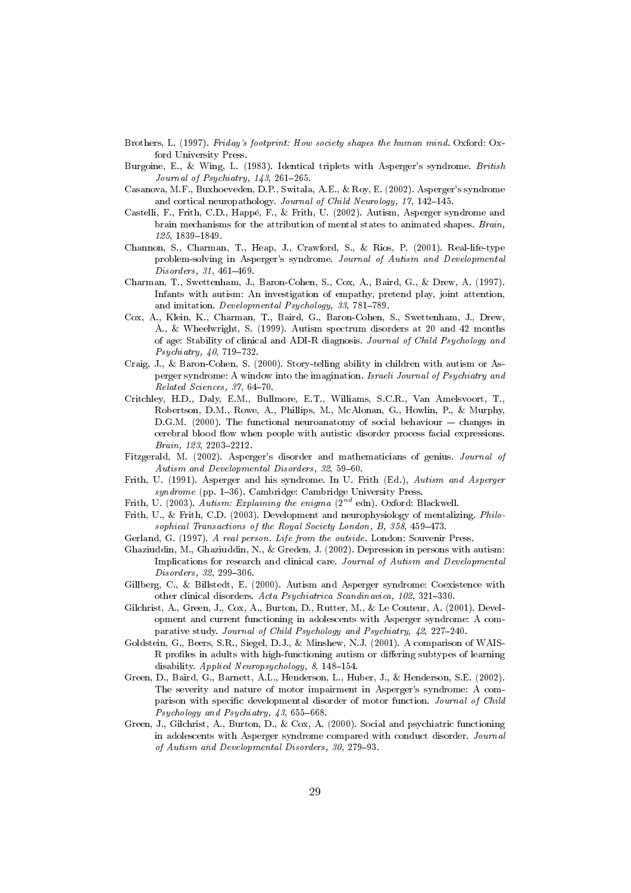Brothers, L. (1997). *Friday's footprint: How society shapes the human mind*. Oxford: Oxford University Press.

Burgoine, E., & Wing, L. (1983). Identical triplets with Asperger's syndrome. *British Journal of Psychiatry, 143*, 261–265.

Casanova, M.F., Buxhoeveden, D.P., Switala, A.E., & Roy, E. (2002). Asperger's syndrome and cortical neuropathology. *Journal of Child Neurology, 17*, 142–145.

Castelli, F., Frith, C.D., Happé, F., & Frith, U. (2002). Autism, Asperger syndrome and brain mechanisms for the attribution of mental states to animated shapes. *Brain, 125*, 1839–1849.

Channon, S., Charman, T., Heap, J., Crawford, S., & Rios, P. (2001). Real-life-type problem-solving in Asperger's syndrome. *Journal of Autism and Developmental Disorders, 31*, 461–469.

Charman, T., Swettenham, J., Baron-Cohen, S., Cox, A., Baird, G., & Drew, A. (1997). Infants with autism: An investigation of empathy, pretend play, joint attention, and imitation. *Developmental Psychology, 33*, 781–789.

Cox, A., Klein, K., Charman, T., Baird, G., Baron-Cohen, S., Swettenham, J., Drew, A., & Wheelwright, S. (1999). Autism spectrum disorders at 20 and 42 months of age: Stability of clinical and ADI-R diagnosis. *Journal of Child Psychology and Psychiatry, 40*, 719–732.

Craig, J., & Baron-Cohen, S. (2000). Story-telling ability in children with autism or Asperger syndrome: A window into the imagination. *Israeli Journal of Psychiatry and Related Sciences, 37*, 64–70.

Critchley, H.D., Daly, E.M., Bullmore, E.T., Williams, S.C.R., Van Amelsvoort, T., Robertson, D.M., Rowe, A., Phillips, M., McAlonan, G., Howlin, P., & Murphy, D.G.M. (2000). The functional neuroanatomy of social behaviour — changes in cerebral blood flow when people with autistic disorder process facial expressions. *Brain, 123*, 2203–2212.

Fitzgerald, M. (2002). Asperger's disorder and mathematicians of genius. *Journal of Autism and Developmental Disorders, 32*, 59–60.

Frith, U. (1991). Asperger and his syndrome. In U. Frith (Ed.), *Autism and Asperger syndrome* (pp. 1–36). Cambridge: Cambridge University Press.

Frith, U. (2003). *Autism: Explaining the enigma* (2$^{nd}$ edn). Oxford: Blackwell.

Frith, U., & Frith, C.D. (2003). Development and neurophysiology of mentalizing. *Philosophical Transactions of the Royal Society London, B, 358*, 459–473.

Gerland, G. (1997). *A real person. Life from the outside*. London: Souvenir Press.

Ghaziuddin, M., Ghaziuddin, N., & Greden, J. (2002). Depression in persons with autism: Implications for research and clinical care. *Journal of Autism and Developmental Disorders, 32*, 299–306.

Gillberg, C., & Billstedt, E. (2000). Autism and Asperger syndrome: Coexistence with other clinical disorders. *Acta Psychiatrica Scandinavica, 102*, 321–330.

Gilchrist, A., Green, J., Cox, A., Burton, D., Rutter, M., & Le Couteur, A. (2001). Development and current functioning in adolescents with Asperger syndrome: A comparative study. *Journal of Child Psychology and Psychiatry, 42*, 227–240.

Goldstein, G., Beers, S.R., Siegel, D.J., & Minshew, N.J. (2001). A comparison of WAIS-R profiles in adults with high-functioning autism or differing subtypes of learning disability. *Applied Neuropsychology, 8*, 148–154.

Green, D., Baird, G., Barnett, A.L., Henderson, L., Huber, J., & Henderson, S.E. (2002). The severity and nature of motor impairment in Asperger's syndrome: A comparison with specific developmental disorder of motor function. *Journal of Child Psychology and Psychiatry, 43*, 655–668.

Green, J., Gilchrist, A., Burton, D., & Cox, A. (2000). Social and psychiatric functioning in adolescents with Asperger syndrome compared with conduct disorder. *Journal of Autism and Developmental Disorders, 30*, 279–93.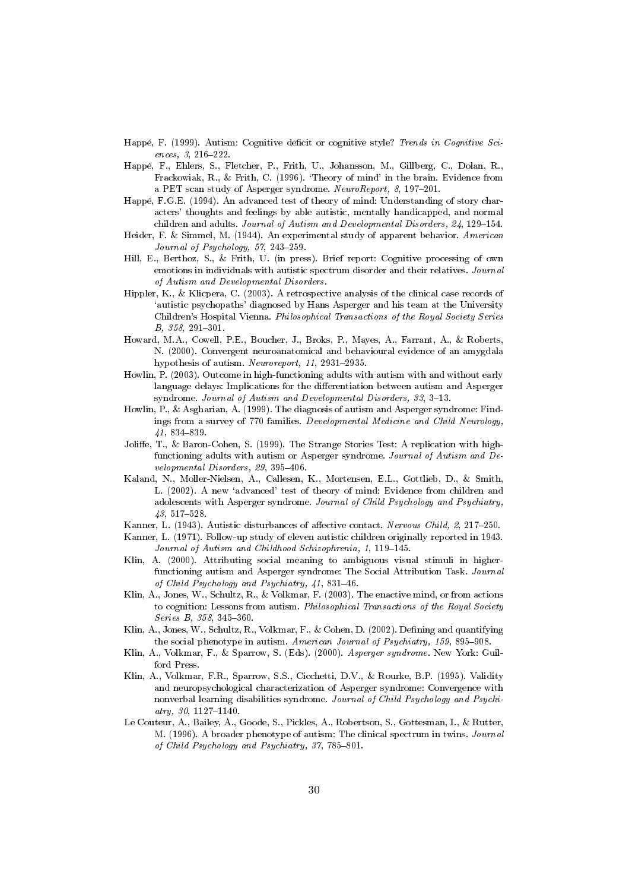Happé, F. (1999). Autism: Cognitive deficit or cognitive style? *Trends in Cognitive Sciences, 3*, 216–222.

Happé, F., Ehlers, S., Fletcher, P., Frith, U., Johansson, M., Gillberg, C., Dolan, R., Frackowiak, R., & Frith, C. (1996). 'Theory of mind' in the brain. Evidence from a PET scan study of Asperger syndrome. *NeuroReport, 8*, 197–201.

Happé, F.G.E. (1994). An advanced test of theory of mind: Understanding of story characters' thoughts and feelings by able autistic, mentally handicapped, and normal children and adults. *Journal of Autism and Developmental Disorders, 24*, 129–154.

Heider, F. & Simmel, M. (1944). An experimental study of apparent behavior. *American Journal of Psychology, 57*, 243–259.

Hill, E., Berthoz, S., & Frith, U. (in press). Brief report: Cognitive processing of own emotions in individuals with autistic spectrum disorder and their relatives. *Journal of Autism and Developmental Disorders*.

Hippler, K., & Klicpera, C. (2003). A retrospective analysis of the clinical case records of 'autistic psychopaths' diagnosed by Hans Asperger and his team at the University Children's Hospital Vienna. *Philosophical Transactions of the Royal Society Series B, 358*, 291–301.

Howard, M.A., Cowell, P.E., Boucher, J., Broks, P., Mayes, A., Farrant, A., & Roberts, N. (2000). Convergent neuroanatomical and behavioural evidence of an amygdala hypothesis of autism. *Neuroreport, 11*, 2931–2935.

Howlin, P. (2003). Outcome in high-functioning adults with autism with and without early language delays: Implications for the differentiation between autism and Asperger syndrome. *Journal of Autism and Developmental Disorders, 33*, 3–13.

Howlin, P., & Asgharian, A. (1999). The diagnosis of autism and Asperger syndrome: Findings from a survey of 770 families. *Developmental Medicine and Child Neurology, 41*, 834–839.

Joliffe, T., & Baron-Cohen, S. (1999). The Strange Stories Test: A replication with high-functioning adults with autism or Asperger syndrome. *Journal of Autism and Developmental Disorders, 29*, 395–406.

Kaland, N., Moller-Nielsen, A., Callesen, K., Mortensen, E.L., Gottlieb, D., & Smith, L. (2002). A new 'advanced' test of theory of mind: Evidence from children and adolescents with Asperger syndrome. *Journal of Child Psychology and Psychiatry, 43*, 517–528.

Kanner, L. (1943). Autistic disturbances of affective contact. *Nervous Child, 2*, 217–250.

Kanner, L. (1971). Follow-up study of eleven autistic children originally reported in 1943. *Journal of Autism and Childhood Schizophrenia, 1*, 119–145.

Klin, A. (2000). Attributing social meaning to ambiguous visual stimuli in higher-functioning autism and Asperger syndrome: The Social Attribution Task. *Journal of Child Psychology and Psychiatry, 41*, 831–46.

Klin, A., Jones, W., Schultz, R., & Volkmar, F. (2003). The enactive mind, or from actions to cognition: Lessons from autism. *Philosophical Transactions of the Royal Society Series B, 358*, 345–360.

Klin, A., Jones, W., Schultz, R., Volkmar, F., & Cohen, D. (2002). Defining and quantifying the social phenotype in autism. *American Journal of Psychiatry, 159*, 895–908.

Klin, A., Volkmar, F., & Sparrow, S. (Eds). (2000). *Asperger syndrome*. New York: Guilford Press.

Klin, A., Volkmar, F.R., Sparrow, S.S., Cicchetti, D.V., & Rourke, B.P. (1995). Validity and neuropsychological characterization of Asperger syndrome: Convergence with nonverbal learning disabilities syndrome. *Journal of Child Psychology and Psychiatry, 30*, 1127–1140.

Le Couteur, A., Bailey, A., Goode, S., Pickles, A., Robertson, S., Gottesman, I., & Rutter, M. (1996). A broader phenotype of autism: The clinical spectrum in twins. *Journal of Child Psychology and Psychiatry, 37*, 785–801.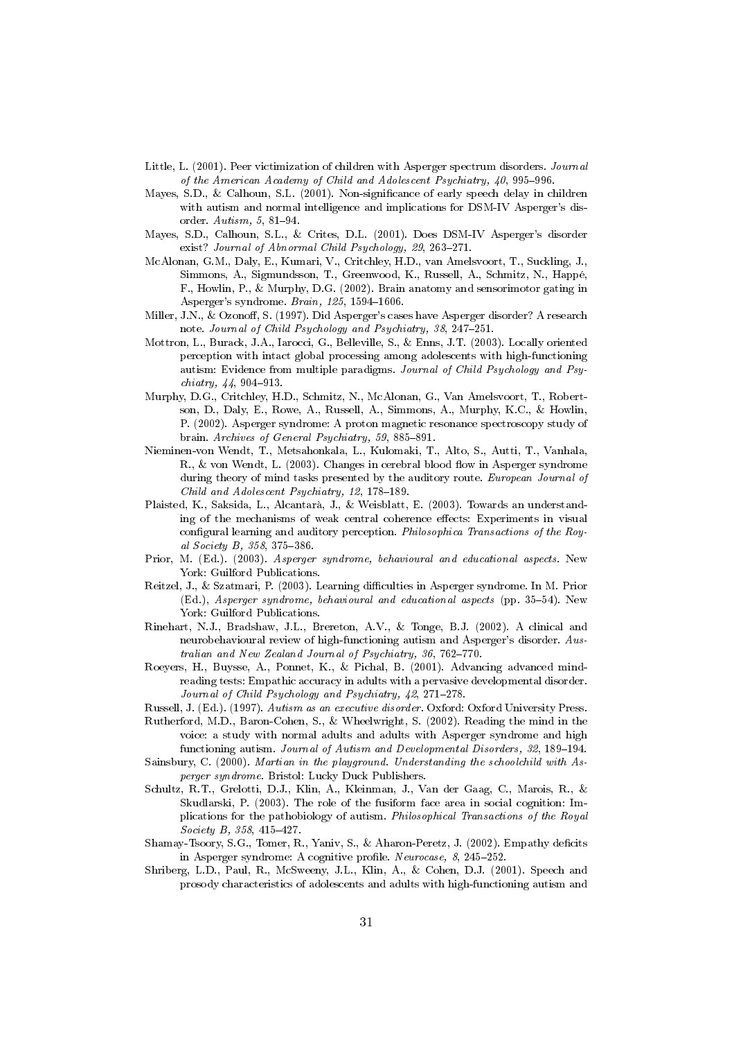Little, L. (2001). Peer victimization of children with Asperger spectrum disorders. *Journal of the American Academy of Child and Adolescent Psychiatry, 40*, 995–996.

Mayes, S.D., & Calhoun, S.L. (2001). Non-significance of early speech delay in children with autism and normal intelligence and implications for DSM-IV Asperger's disorder. *Autism, 5*, 81–94.

Mayes, S.D., Calhoun, S.L., & Crites, D.L. (2001). Does DSM-IV Asperger's disorder exist? *Journal of Abnormal Child Psychology, 29*, 263–271.

McAlonan, G.M., Daly, E., Kumari, V., Critchley, H.D., van Amelsvoort, T., Suckling, J., Simmons, A., Sigmundsson, T., Greenwood, K., Russell, A., Schmitz, N., Happé, F., Howlin, P., & Murphy, D.G. (2002). Brain anatomy and sensorimotor gating in Asperger's syndrome. *Brain, 125*, 1594–1606.

Miller, J.N., & Ozonoff, S. (1997). Did Asperger's cases have Asperger disorder? A research note. *Journal of Child Psychology and Psychiatry, 38*, 247–251.

Mottron, L., Burack, J.A., Iarocci, G., Belleville, S., & Enns, J.T. (2003). Locally oriented perception with intact global processing among adolescents with high-functioning autism: Evidence from multiple paradigms. *Journal of Child Psychology and Psychiatry, 44*, 904–913.

Murphy, D.G., Critchley, H.D., Schmitz, N., McAlonan, G., Van Amelsvoort, T., Robertson, D., Daly, E., Rowe, A., Russell, A., Simmons, A., Murphy, K.C., & Howlin, P. (2002). Asperger syndrome: A proton magnetic resonance spectroscopy study of brain. *Archives of General Psychiatry, 59*, 885–891.

Nieminen-von Wendt, T., Metsahonkala, L., Kulomaki, T., Alto, S., Autti, T., Vanhala, R., & von Wendt, L. (2003). Changes in cerebral blood flow in Asperger syndrome during theory of mind tasks presented by the auditory route. *European Journal of Child and Adolescent Psychiatry, 12*, 178–189.

Plaisted, K., Saksida, L., Alcantarà, J., & Weisblatt, E. (2003). Towards an understanding of the mechanisms of weak central coherence effects: Experiments in visual configural learning and auditory perception. *Philosophica Transactions of the Royal Society B, 358*, 375–386.

Prior, M. (Ed.). (2003). *Asperger syndrome, behavioural and educational aspects*. New York: Guilford Publications.

Reitzel, J., & Szatmari, P. (2003). Learning difficulties in Asperger syndrome. In M. Prior (Ed.), *Asperger syndrome, behavioural and educational aspects* (pp. 35–54). New York: Guilford Publications.

Rinehart, N.J., Bradshaw, J.L., Brereton, A.V., & Tonge, B.J. (2002). A clinical and neurobehavioural review of high-functioning autism and Asperger's disorder. *Australian and New Zealand Journal of Psychiatry, 36*, 762–770.

Roeyers, H., Buysse, A., Ponnet, K., & Pichal, B. (2001). Advancing advanced mind-reading tests: Empathic accuracy in adults with a pervasive developmental disorder. *Journal of Child Psychology and Psychiatry, 42*, 271–278.

Russell, J. (Ed.). (1997). *Autism as an executive disorder*. Oxford: Oxford University Press.

Rutherford, M.D., Baron-Cohen, S., & Wheelwright, S. (2002). Reading the mind in the voice: a study with normal adults and adults with Asperger syndrome and high functioning autism. *Journal of Autism and Developmental Disorders, 32*, 189–194.

Sainsbury, C. (2000). *Martian in the playground. Understanding the schoolchild with Asperger syndrome*. Bristol: Lucky Duck Publishers.

Schultz, R.T., Grelotti, D.J., Klin, A., Kleinman, J., Van der Gaag, C., Marois, R., & Skudlarski, P. (2003). The role of the fusiform face area in social cognition: Implications for the pathobiology of autism. *Philosophical Transactions of the Royal Society B, 358*, 415–427.

Shamay-Tsoory, S.G., Tomer, R., Yaniv, S., & Aharon-Peretz, J. (2002). Empathy deficits in Asperger syndrome: A cognitive profile. *Neurocase, 8*, 245–252.

Shriberg, L.D., Paul, R., McSweeny, J.L., Klin, A., & Cohen, D.J. (2001). Speech and prosody characteristics of adolescents and adults with high-functioning autism and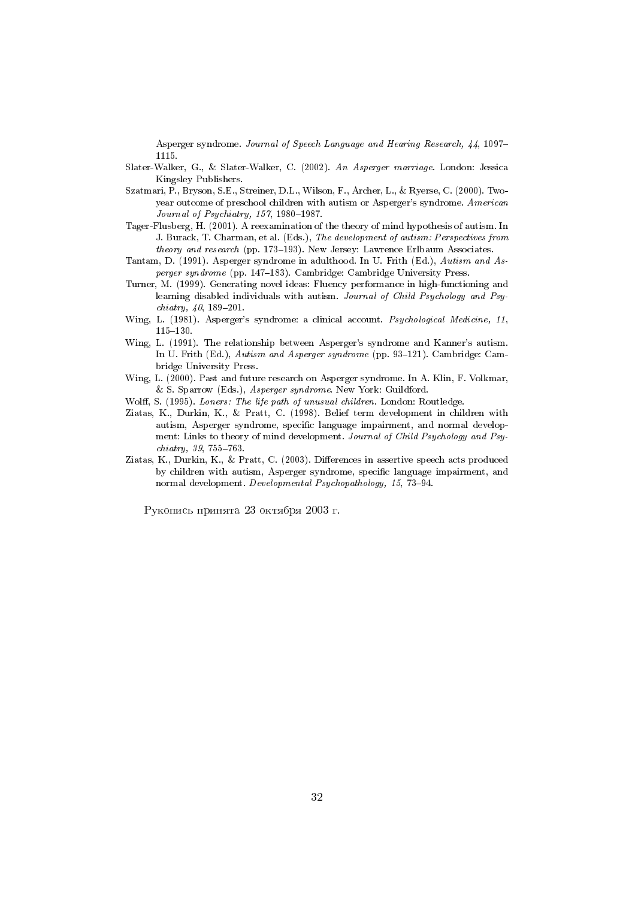Asperger syndrome. *Journal of Speech Language and Hearing Research, 44*, 1097–1115.

Slater-Walker, G., & Slater-Walker, C. (2002). *An Asperger marriage*. London: Jessica Kingsley Publishers.

Szatmari, P., Bryson, S.E., Streiner, D.L., Wilson, F., Archer, L., & Ryerse, C. (2000). Two-year outcome of preschool children with autism or Asperger's syndrome. *American Journal of Psychiatry, 157*, 1980–1987.

Tager-Flusberg, H. (2001). A reexamination of the theory of mind hypothesis of autism. In J. Burack, T. Charman, et al. (Eds.), *The development of autism: Perspectives from theory and research* (pp. 173–193). New Jersey: Lawrence Erlbaum Associates.

Tantam, D. (1991). Asperger syndrome in adulthood. In U. Frith (Ed.), *Autism and Asperger syndrome* (pp. 147–183). Cambridge: Cambridge University Press.

Turner, M. (1999). Generating novel ideas: Fluency performance in high-functioning and learning disabled individuals with autism. *Journal of Child Psychology and Psychiatry, 40*, 189–201.

Wing, L. (1981). Asperger's syndrome: a clinical account. *Psychological Medicine, 11*, 115–130.

Wing, L. (1991). The relationship between Asperger's syndrome and Kanner's autism. In U. Frith (Ed.), *Autism and Asperger syndrome* (pp. 93–121). Cambridge: Cambridge University Press.

Wing, L. (2000). Past and future research on Asperger syndrome. In A. Klin, F. Volkmar, & S. Sparrow (Eds.), *Asperger syndrome*. New York: Guildford.

Wolff, S. (1995). *Loners: The life path of unusual children*. London: Routledge.

Ziatas, K., Durkin, K., & Pratt, C. (1998). Belief term development in children with autism, Asperger syndrome, specific language impairment, and normal development: Links to theory of mind development. *Journal of Child Psychology and Psychiatry, 39*, 755–763.

Ziatas, K., Durkin, K., & Pratt, C. (2003). Differences in assertive speech acts produced by children with autism, Asperger syndrome, specific language impairment, and normal development. *Developmental Psychopathology, 15*, 73–94.

Рукопись принята 23 октября 2003 г.